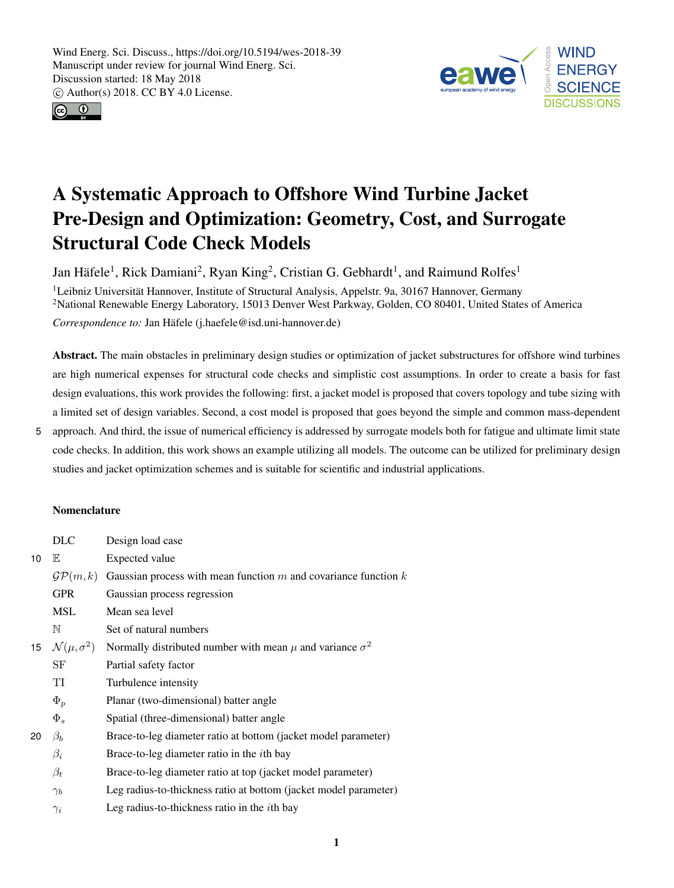# A Systematic Approach to Offshore Wind Turbine Jacket Pre-Design and Optimization: Geometry, Cost, and Surrogate Structural Code Check Models

Jan Häfele[1], Rick Damiani[2], Ryan King[2], Cristian G. Gebhardt[1], and Raimund Rolfes[1]

[1]Leibniz Universität Hannover, Institute of Structural Analysis, Appelstr. 9a, 30167 Hannover, Germany

[2]National Renewable Energy Laboratory, 15013 Denver West Parkway, Golden, CO 80401, United States of America

*Correspondence to:* Jan Häfele (j.haefele@isd.uni-hannover.de)

**Abstract.** The main obstacles in preliminary design studies or optimization of jacket substructures for offshore wind turbines are high numerical expenses for structural code checks and simplistic cost assumptions. In order to create a basis for fast design evaluations, this work provides the following: first, a jacket model is proposed that covers topology and tube sizing with a limited set of design variables. Second, a cost model is proposed that goes beyond the simple and common mass-dependent approach. And third, the issue of numerical efficiency is addressed by surrogate models both for fatigue and ultimate limit state code checks. In addition, this work shows an example utilizing all models. The outcome can be utilized for preliminary design studies and jacket optimization schemes and is suitable for scientific and industrial applications.

## Nomenclature

| | |
|---|---|
| DLC | Design load case |
| $\mathbb{E}$ | Expected value |
| $\mathcal{GP}(m,k)$ | Gaussian process with mean function $m$ and covariance function $k$ |
| GPR | Gaussian process regression |
| MSL | Mean sea level |
| $\mathbb{N}$ | Set of natural numbers |
| $\mathcal{N}(\mu,\sigma^2)$ | Normally distributed number with mean $\mu$ and variance $\sigma^2$ |
| SF | Partial safety factor |
| TI | Turbulence intensity |
| $\Phi_p$ | Planar (two-dimensional) batter angle |
| $\Phi_s$ | Spatial (three-dimensional) batter angle |
| $\beta_b$ | Brace-to-leg diameter ratio at bottom (jacket model parameter) |
| $\beta_i$ | Brace-to-leg diameter ratio in the $i$th bay |
| $\beta_t$ | Brace-to-leg diameter ratio at top (jacket model parameter) |
| $\gamma_b$ | Leg radius-to-thickness ratio at bottom (jacket model parameter) |
| $\gamma_i$ | Leg radius-to-thickness ratio in the $i$th bay |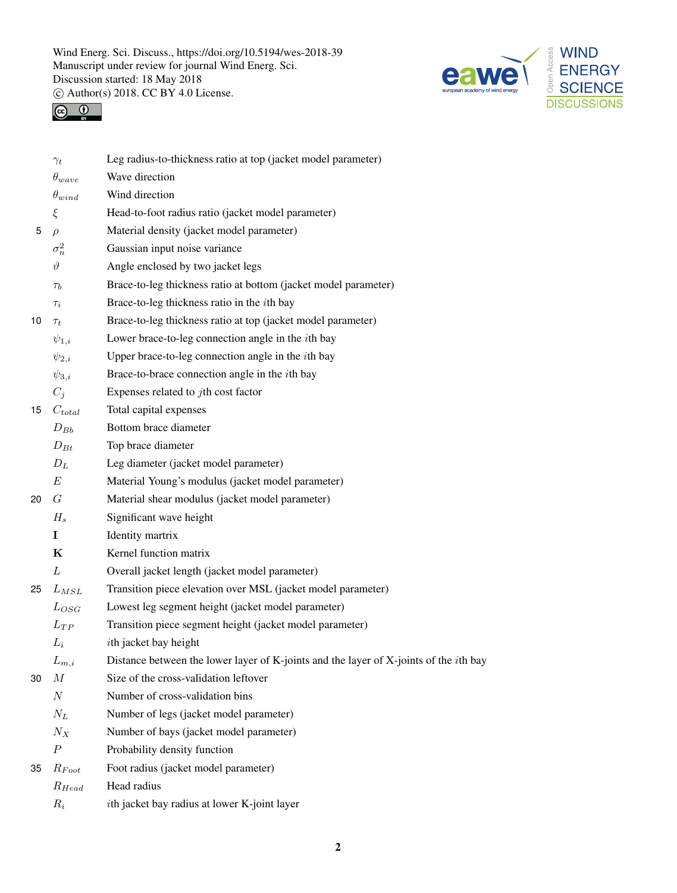| | |
|---|---|
| $\gamma_t$ | Leg radius-to-thickness ratio at top (jacket model parameter) |
| $\theta_{wave}$ | Wave direction |
| $\theta_{wind}$ | Wind direction |
| $\xi$ | Head-to-foot radius ratio (jacket model parameter) |
| $\rho$ | Material density (jacket model parameter) |
| $\sigma_n^2$ | Gaussian input noise variance |
| $\vartheta$ | Angle enclosed by two jacket legs |
| $\tau_b$ | Brace-to-leg thickness ratio at bottom (jacket model parameter) |
| $\tau_i$ | Brace-to-leg thickness ratio in the $i$th bay |
| $\tau_t$ | Brace-to-leg thickness ratio at top (jacket model parameter) |
| $\psi_{1,i}$ | Lower brace-to-leg connection angle in the $i$th bay |
| $\psi_{2,i}$ | Upper brace-to-leg connection angle in the $i$th bay |
| $\psi_{3,i}$ | Brace-to-brace connection angle in the $i$th bay |
| $C_j$ | Expenses related to $j$th cost factor |
| $C_{total}$ | Total capital expenses |
| $D_{Bb}$ | Bottom brace diameter |
| $D_{Bt}$ | Top brace diameter |
| $D_L$ | Leg diameter (jacket model parameter) |
| $E$ | Material Young's modulus (jacket model parameter) |
| $G$ | Material shear modulus (jacket model parameter) |
| $H_s$ | Significant wave height |
| $\mathbf{I}$ | Identity martrix |
| $\mathbf{K}$ | Kernel function matrix |
| $L$ | Overall jacket length (jacket model parameter) |
| $L_{MSL}$ | Transition piece elevation over MSL (jacket model parameter) |
| $L_{OSG}$ | Lowest leg segment height (jacket model parameter) |
| $L_{TP}$ | Transition piece segment height (jacket model parameter) |
| $L_i$ | $i$th jacket bay height |
| $L_{m,i}$ | Distance between the lower layer of K-joints and the layer of X-joints of the $i$th bay |
| $M$ | Size of the cross-validation leftover |
| $N$ | Number of cross-validation bins |
| $N_L$ | Number of legs (jacket model parameter) |
| $N_X$ | Number of bays (jacket model parameter) |
| $P$ | Probability density function |
| $R_{Foot}$ | Foot radius (jacket model parameter) |
| $R_{Head}$ | Head radius |
| $R_i$ | $i$th jacket bay radius at lower K-joint layer |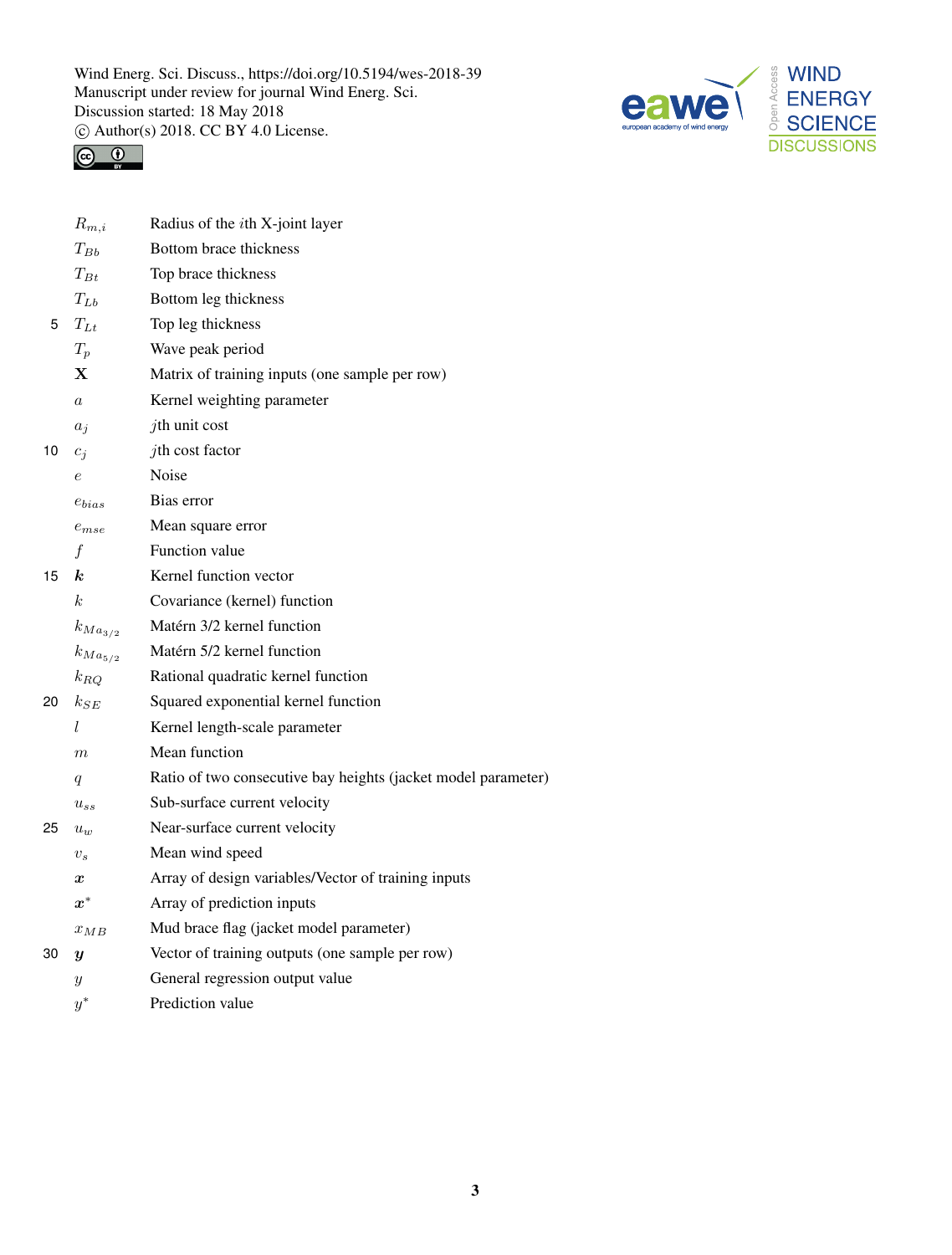| | |
|---|---|
| $R_{m,i}$ | Radius of the $i$th X-joint layer |
| $T_{Bb}$ | Bottom brace thickness |
| $T_{Bt}$ | Top brace thickness |
| $T_{Lb}$ | Bottom leg thickness |
| $T_{Lt}$ | Top leg thickness |
| $T_p$ | Wave peak period |
| $\mathbf{X}$ | Matrix of training inputs (one sample per row) |
| $a$ | Kernel weighting parameter |
| $a_j$ | $j$th unit cost |
| $c_j$ | $j$th cost factor |
| $e$ | Noise |
| $e_{bias}$ | Bias error |
| $e_{mse}$ | Mean square error |
| $f$ | Function value |
| $\boldsymbol{k}$ | Kernel function vector |
| $k$ | Covariance (kernel) function |
| $k_{Ma_{3/2}}$ | Matérn 3/2 kernel function |
| $k_{Ma_{5/2}}$ | Matérn 5/2 kernel function |
| $k_{RQ}$ | Rational quadratic kernel function |
| $k_{SE}$ | Squared exponential kernel function |
| $l$ | Kernel length-scale parameter |
| $m$ | Mean function |
| $q$ | Ratio of two consecutive bay heights (jacket model parameter) |
| $u_{ss}$ | Sub-surface current velocity |
| $u_w$ | Near-surface current velocity |
| $v_s$ | Mean wind speed |
| $\boldsymbol{x}$ | Array of design variables/Vector of training inputs |
| $\boldsymbol{x}^*$ | Array of prediction inputs |
| $x_{MB}$ | Mud brace flag (jacket model parameter) |
| $\boldsymbol{y}$ | Vector of training outputs (one sample per row) |
| $y$ | General regression output value |
| $y^*$ | Prediction value |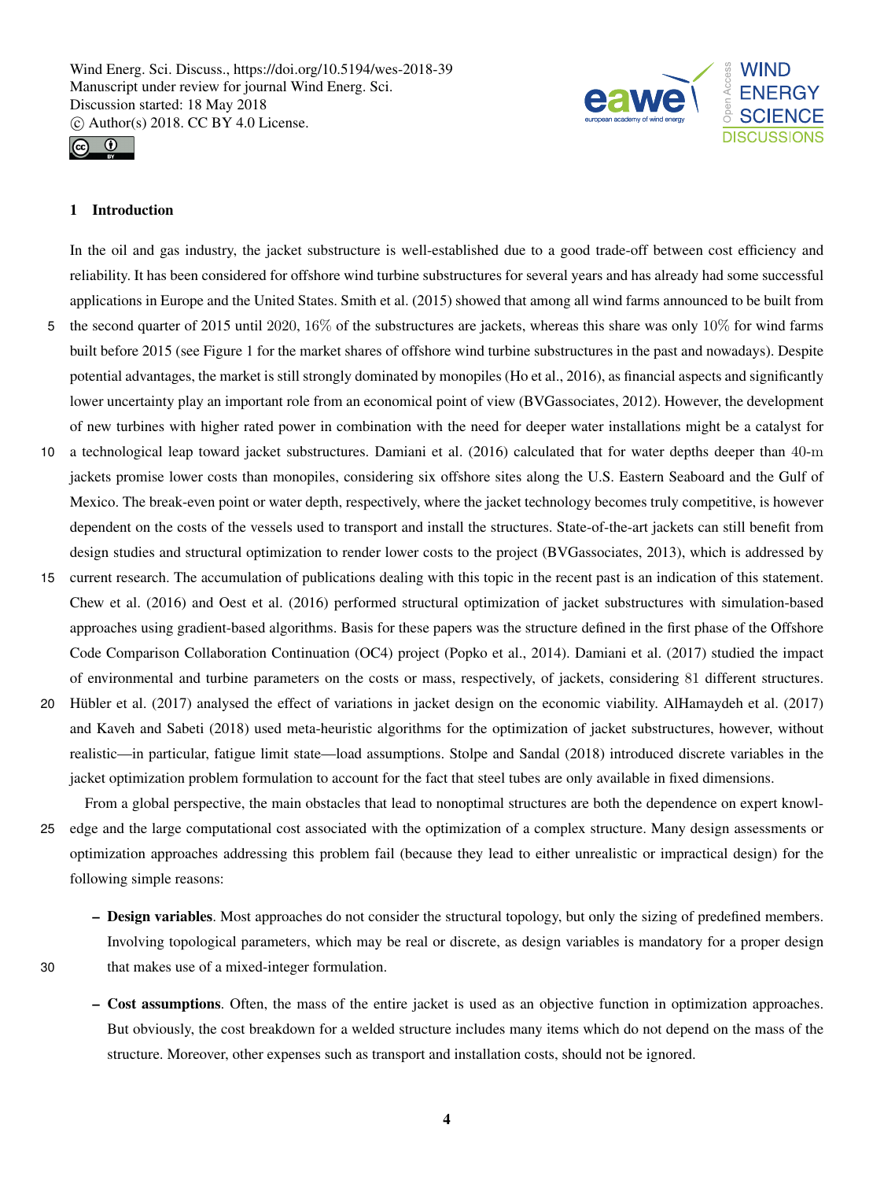# 1 Introduction

In the oil and gas industry, the jacket substructure is well-established due to a good trade-off between cost efficiency and reliability. It has been considered for offshore wind turbine substructures for several years and has already had some successful applications in Europe and the United States. Smith et al. (2015) showed that among all wind farms announced to be built from the second quarter of 2015 until 2020, 16% of the substructures are jackets, whereas this share was only 10% for wind farms built before 2015 (see Figure 1 for the market shares of offshore wind turbine substructures in the past and nowadays). Despite potential advantages, the market is still strongly dominated by monopiles (Ho et al., 2016), as financial aspects and significantly lower uncertainty play an important role from an economical point of view (BVGassociates, 2012). However, the development of new turbines with higher rated power in combination with the need for deeper water installations might be a catalyst for a technological leap toward jacket substructures. Damiani et al. (2016) calculated that for water depths deeper than 40-m jackets promise lower costs than monopiles, considering six offshore sites along the U.S. Eastern Seaboard and the Gulf of Mexico. The break-even point or water depth, respectively, where the jacket technology becomes truly competitive, is however dependent on the costs of the vessels used to transport and install the structures. State-of-the-art jackets can still benefit from design studies and structural optimization to render lower costs to the project (BVGassociates, 2013), which is addressed by current research. The accumulation of publications dealing with this topic in the recent past is an indication of this statement. Chew et al. (2016) and Oest et al. (2016) performed structural optimization of jacket substructures with simulation-based approaches using gradient-based algorithms. Basis for these papers was the structure defined in the first phase of the Offshore Code Comparison Collaboration Continuation (OC4) project (Popko et al., 2014). Damiani et al. (2017) studied the impact of environmental and turbine parameters on the costs or mass, respectively, of jackets, considering 81 different structures. Hübler et al. (2017) analysed the effect of variations in jacket design on the economic viability. AlHamaydeh et al. (2017) and Kaveh and Sabeti (2018) used meta-heuristic algorithms for the optimization of jacket substructures, however, without realistic—in particular, fatigue limit state—load assumptions. Stolpe and Sandal (2018) introduced discrete variables in the jacket optimization problem formulation to account for the fact that steel tubes are only available in fixed dimensions.

From a global perspective, the main obstacles that lead to nonoptimal structures are both the dependence on expert knowledge and the large computational cost associated with the optimization of a complex structure. Many design assessments or optimization approaches addressing this problem fail (because they lead to either unrealistic or impractical design) for the following simple reasons:

- **Design variables**. Most approaches do not consider the structural topology, but only the sizing of predefined members. Involving topological parameters, which may be real or discrete, as design variables is mandatory for a proper design that makes use of a mixed-integer formulation.
- **Cost assumptions**. Often, the mass of the entire jacket is used as an objective function in optimization approaches. But obviously, the cost breakdown for a welded structure includes many items which do not depend on the mass of the structure. Moreover, other expenses such as transport and installation costs, should not be ignored.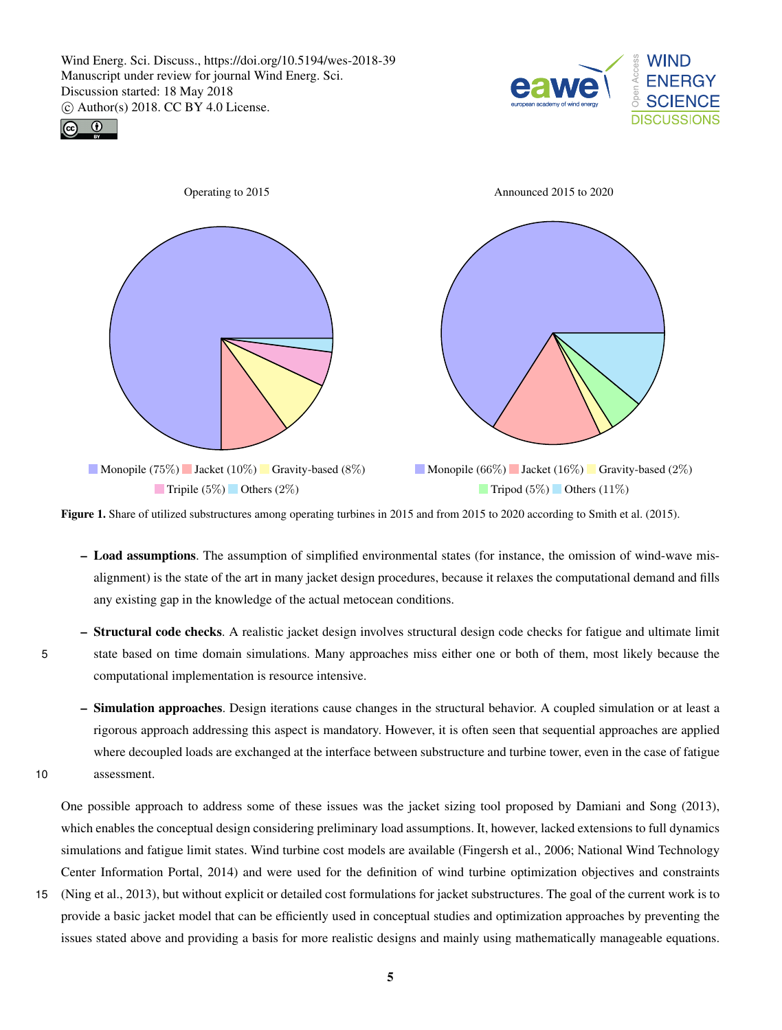Operating to 2015

Monopile (75%) Jacket (10%) Gravity-based (8%) Tripile (5%) Others (2%)

Announced 2015 to 2020

Monopile (66%) Jacket (16%) Gravity-based (2%) Tripod (5%) Others (11%)

**Figure 1.** Share of utilized substructures among operating turbines in 2015 and from 2015 to 2020 according to Smith et al. (2015).

- **Load assumptions**. The assumption of simplified environmental states (for instance, the omission of wind-wave misalignment) is the state of the art in many jacket design procedures, because it relaxes the computational demand and fills any existing gap in the knowledge of the actual metocean conditions.
- **Structural code checks**. A realistic jacket design involves structural design code checks for fatigue and ultimate limit state based on time domain simulations. Many approaches miss either one or both of them, most likely because the computational implementation is resource intensive.
- **Simulation approaches**. Design iterations cause changes in the structural behavior. A coupled simulation or at least a rigorous approach addressing this aspect is mandatory. However, it is often seen that sequential approaches are applied where decoupled loads are exchanged at the interface between substructure and turbine tower, even in the case of fatigue assessment.

One possible approach to address some of these issues was the jacket sizing tool proposed by Damiani and Song (2013), which enables the conceptual design considering preliminary load assumptions. It, however, lacked extensions to full dynamics simulations and fatigue limit states. Wind turbine cost models are available (Fingersh et al., 2006; National Wind Technology Center Information Portal, 2014) and were used for the definition of wind turbine optimization objectives and constraints (Ning et al., 2013), but without explicit or detailed cost formulations for jacket substructures. The goal of the current work is to provide a basic jacket model that can be efficiently used in conceptual studies and optimization approaches by preventing the issues stated above and providing a basis for more realistic designs and mainly using mathematically manageable equations.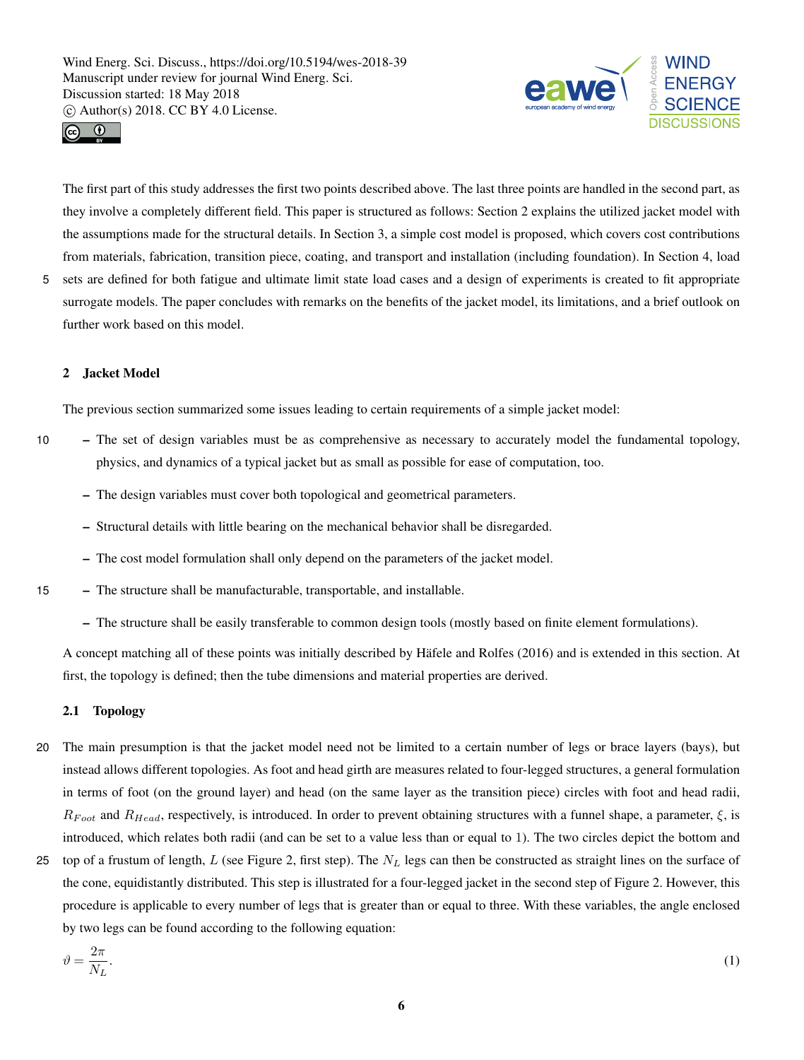The first part of this study addresses the first two points described above. The last three points are handled in the second part, as they involve a completely different field. This paper is structured as follows: Section 2 explains the utilized jacket model with the assumptions made for the structural details. In Section 3, a simple cost model is proposed, which covers cost contributions from materials, fabrication, transition piece, coating, and transport and installation (including foundation). In Section 4, load sets are defined for both fatigue and ultimate limit state load cases and a design of experiments is created to fit appropriate surrogate models. The paper concludes with remarks on the benefits of the jacket model, its limitations, and a brief outlook on further work based on this model.

## 2 Jacket Model

The previous section summarized some issues leading to certain requirements of a simple jacket model:

- The set of design variables must be as comprehensive as necessary to accurately model the fundamental topology, physics, and dynamics of a typical jacket but as small as possible for ease of computation, too.
- The design variables must cover both topological and geometrical parameters.
- Structural details with little bearing on the mechanical behavior shall be disregarded.
- The cost model formulation shall only depend on the parameters of the jacket model.
- The structure shall be manufacturable, transportable, and installable.
- The structure shall be easily transferable to common design tools (mostly based on finite element formulations).

A concept matching all of these points was initially described by Häfele and Rolfes (2016) and is extended in this section. At first, the topology is defined; then the tube dimensions and material properties are derived.

### 2.1 Topology

The main presumption is that the jacket model need not be limited to a certain number of legs or brace layers (bays), but instead allows different topologies. As foot and head girth are measures related to four-legged structures, a general formulation in terms of foot (on the ground layer) and head (on the same layer as the transition piece) circles with foot and head radii, $R_{Foot}$ and $R_{Head}$, respectively, is introduced. In order to prevent obtaining structures with a funnel shape, a parameter, $\xi$, is introduced, which relates both radii (and can be set to a value less than or equal to 1). The two circles depict the bottom and top of a frustum of length, $L$ (see Figure 2, first step). The $N_L$ legs can then be constructed as straight lines on the surface of the cone, equidistantly distributed. This step is illustrated for a four-legged jacket in the second step of Figure 2. However, this procedure is applicable to every number of legs that is greater than or equal to three. With these variables, the angle enclosed by two legs can be found according to the following equation:

$$\vartheta = \frac{2\pi}{N_L}. \tag{1}$$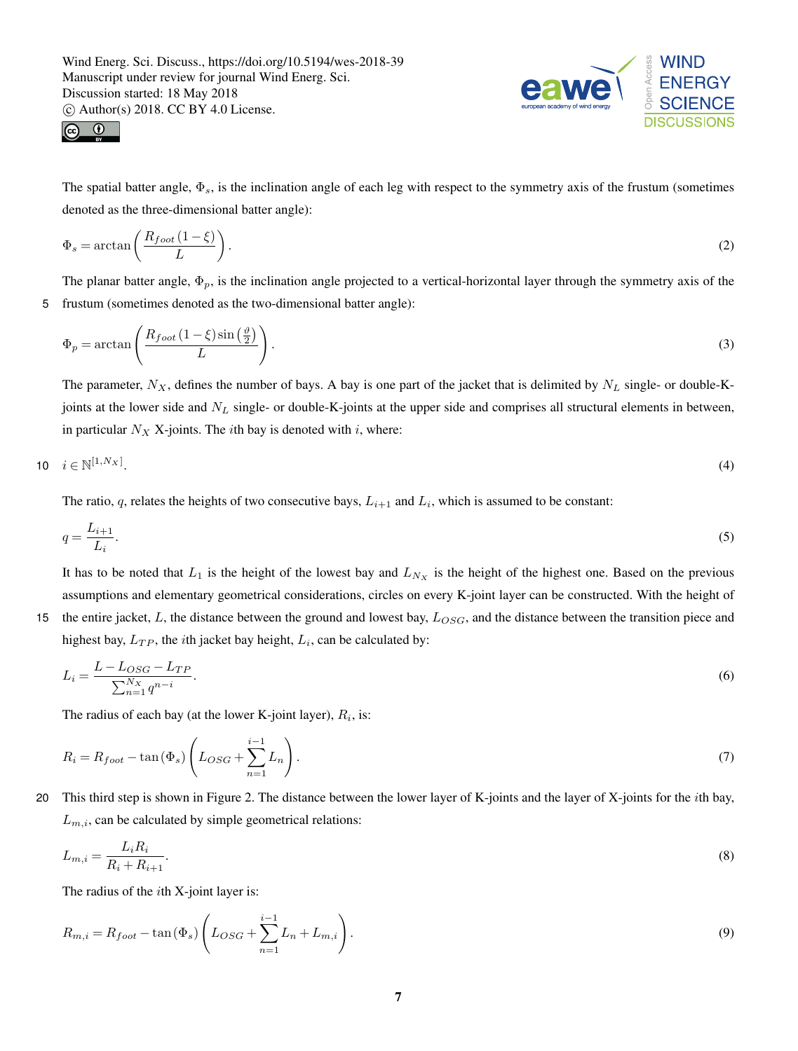The spatial batter angle, $\Phi_s$, is the inclination angle of each leg with respect to the symmetry axis of the frustum (sometimes denoted as the three-dimensional batter angle):

$$\Phi_s = \arctan\left(\frac{R_{foot}(1-\xi)}{L}\right). \tag{2}$$

The planar batter angle, $\Phi_p$, is the inclination angle projected to a vertical-horizontal layer through the symmetry axis of the frustum (sometimes denoted as the two-dimensional batter angle):

$$\Phi_p = \arctan\left(\frac{R_{foot}(1-\xi)\sin\left(\frac{\vartheta}{2}\right)}{L}\right). \tag{3}$$

The parameter, $N_X$, defines the number of bays. A bay is one part of the jacket that is delimited by $N_L$ single- or double-K-joints at the lower side and $N_L$ single- or double-K-joints at the upper side and comprises all structural elements in between, in particular $N_X$ X-joints. The $i$th bay is denoted with $i$, where:

$$i \in \mathbb{N}^{[1,N_X]}. \tag{4}$$

The ratio, $q$, relates the heights of two consecutive bays, $L_{i+1}$ and $L_i$, which is assumed to be constant:

$$q = \frac{L_{i+1}}{L_i}. \tag{5}$$

It has to be noted that $L_1$ is the height of the lowest bay and $L_{N_X}$ is the height of the highest one. Based on the previous assumptions and elementary geometrical considerations, circles on every K-joint layer can be constructed. With the height of the entire jacket, $L$, the distance between the ground and lowest bay, $L_{OSG}$, and the distance between the transition piece and highest bay, $L_{TP}$, the $i$th jacket bay height, $L_i$, can be calculated by:

$$L_i = \frac{L - L_{OSG} - L_{TP}}{\sum_{n=1}^{N_X} q^{n-i}}. \tag{6}$$

The radius of each bay (at the lower K-joint layer), $R_i$, is:

$$R_i = R_{foot} - \tan(\Phi_s)\left(L_{OSG} + \sum_{n=1}^{i-1} L_n\right). \tag{7}$$

This third step is shown in Figure 2. The distance between the lower layer of K-joints and the layer of X-joints for the $i$th bay, $L_{m,i}$, can be calculated by simple geometrical relations:

$$L_{m,i} = \frac{L_i R_i}{R_i + R_{i+1}}. \tag{8}$$

The radius of the $i$th X-joint layer is:

$$R_{m,i} = R_{foot} - \tan(\Phi_s)\left(L_{OSG} + \sum_{n=1}^{i-1} L_n + L_{m,i}\right). \tag{9}$$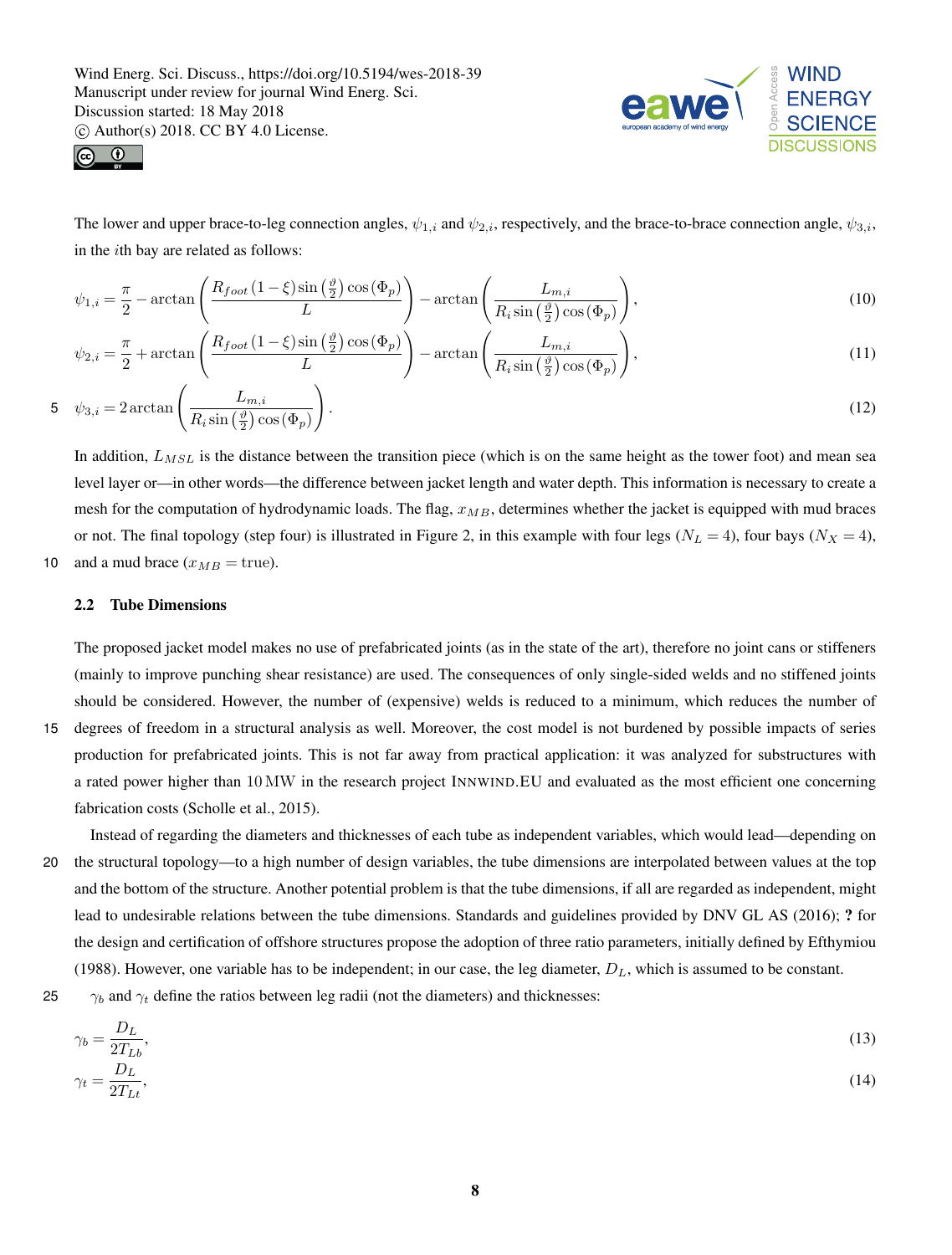The lower and upper brace-to-leg connection angles, $\psi_{1,i}$ and $\psi_{2,i}$, respectively, and the brace-to-brace connection angle, $\psi_{3,i}$, in the $i$th bay are related as follows:

$$\psi_{1,i} = \frac{\pi}{2} - \arctan\left(\frac{R_{foot}\left(1-\xi\right)\sin\left(\frac{\vartheta}{2}\right)\cos\left(\Phi_p\right)}{L}\right) - \arctan\left(\frac{L_{m,i}}{R_i \sin\left(\frac{\vartheta}{2}\right)\cos\left(\Phi_p\right)}\right), \tag{10}$$

$$\psi_{2,i} = \frac{\pi}{2} + \arctan\left(\frac{R_{foot}\left(1-\xi\right)\sin\left(\frac{\vartheta}{2}\right)\cos\left(\Phi_p\right)}{L}\right) - \arctan\left(\frac{L_{m,i}}{R_i \sin\left(\frac{\vartheta}{2}\right)\cos\left(\Phi_p\right)}\right), \tag{11}$$

$$\psi_{3,i} = 2\arctan\left(\frac{L_{m,i}}{R_i \sin\left(\frac{\vartheta}{2}\right)\cos\left(\Phi_p\right)}\right). \tag{12}$$

In addition, $L_{MSL}$ is the distance between the transition piece (which is on the same height as the tower foot) and mean sea level layer or—in other words—the difference between jacket length and water depth. This information is necessary to create a mesh for the computation of hydrodynamic loads. The flag, $x_{MB}$, determines whether the jacket is equipped with mud braces or not. The final topology (step four) is illustrated in Figure 2, in this example with four legs ($N_L = 4$), four bays ($N_X = 4$), and a mud brace ($x_{MB} = \text{true}$).

### 2.2 Tube Dimensions

The proposed jacket model makes no use of prefabricated joints (as in the state of the art), therefore no joint cans or stiffeners (mainly to improve punching shear resistance) are used. The consequences of only single-sided welds and no stiffened joints should be considered. However, the number of (expensive) welds is reduced to a minimum, which reduces the number of degrees of freedom in a structural analysis as well. Moreover, the cost model is not burdened by possible impacts of series production for prefabricated joints. This is not far away from practical application: it was analyzed for substructures with a rated power higher than 10 MW in the research project INNWIND.EU and evaluated as the most efficient one concerning fabrication costs (Scholle et al., 2015).

Instead of regarding the diameters and thicknesses of each tube as independent variables, which would lead—depending on the structural topology—to a high number of design variables, the tube dimensions are interpolated between values at the top and the bottom of the structure. Another potential problem is that the tube dimensions, if all are regarded as independent, might lead to undesirable relations between the tube dimensions. Standards and guidelines provided by DNV GL AS (2016); **?** for the design and certification of offshore structures propose the adoption of three ratio parameters, initially defined by Efthymiou (1988). However, one variable has to be independent; in our case, the leg diameter, $D_L$, which is assumed to be constant.

$\gamma_b$ and $\gamma_t$ define the ratios between leg radii (not the diameters) and thicknesses:

$$\gamma_b = \frac{D_L}{2T_{Lb}}, \tag{13}$$

$$\gamma_t = \frac{D_L}{2T_{Lt}}, \tag{14}$$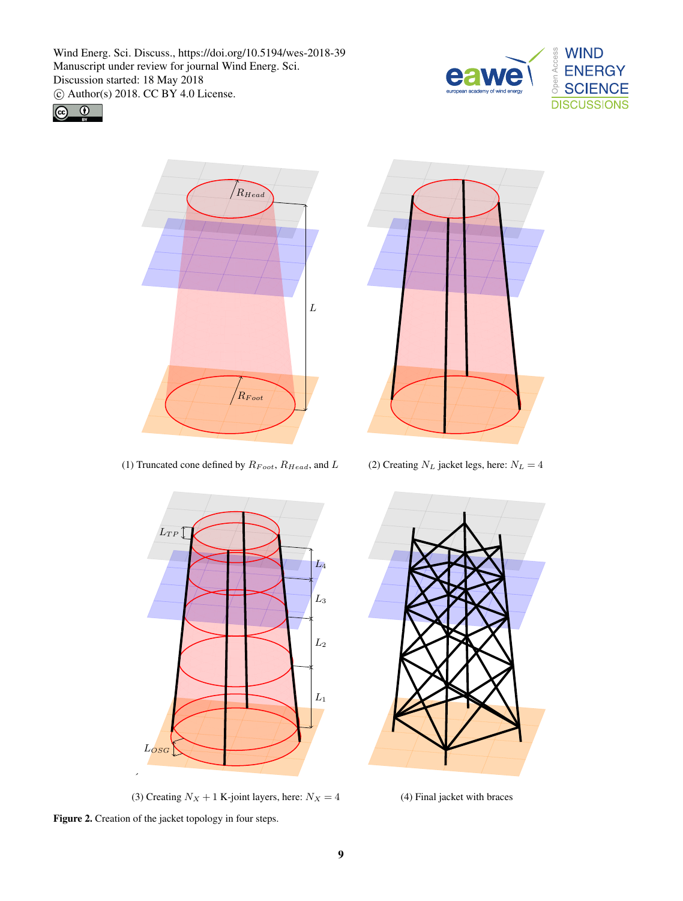(1) Truncated cone defined by $R_{Foot}$, $R_{Head}$, and $L$

(2) Creating $N_L$ jacket legs, here: $N_L = 4$

(3) Creating $N_X + 1$ K-joint layers, here: $N_X = 4$

(4) Final jacket with braces

**Figure 2.** Creation of the jacket topology in four steps.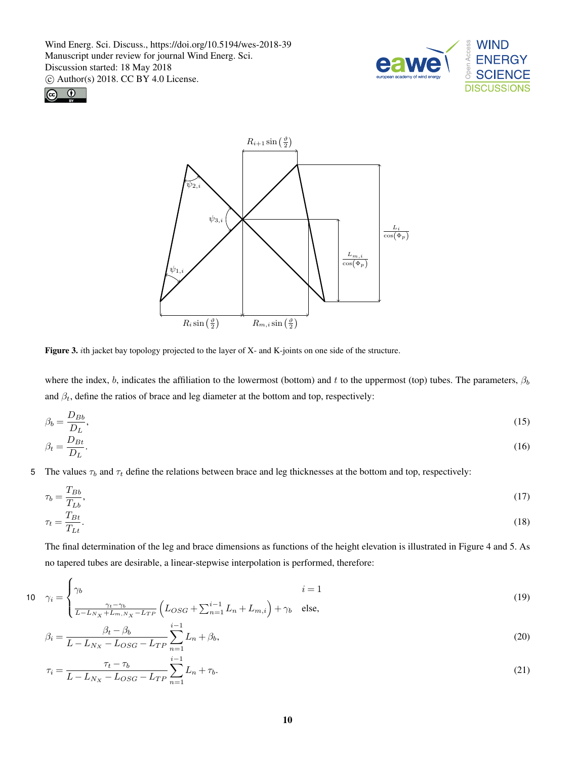**Figure 3.** $i$th jacket bay topology projected to the layer of X- and K-joints on one side of the structure.

where the index, $b$, indicates the affiliation to the lowermost (bottom) and $t$ to the uppermost (top) tubes. The parameters, $\beta_b$ and $\beta_t$, define the ratios of brace and leg diameter at the bottom and top, respectively:

$$\beta_b = \frac{D_{Bb}}{D_L}, \tag{15}$$

$$\beta_t = \frac{D_{Bt}}{D_L}. \tag{16}$$

The values $\tau_b$ and $\tau_t$ define the relations between brace and leg thicknesses at the bottom and top, respectively:

$$\tau_b = \frac{T_{Bb}}{T_{Lb}}, \tag{17}$$

$$\tau_t = \frac{T_{Bt}}{T_{Lt}}. \tag{18}$$

The final determination of the leg and brace dimensions as functions of the height elevation is illustrated in Figure 4 and 5. As no tapered tubes are desirable, a linear-stepwise interpolation is performed, therefore:

$$\gamma_i = \begin{cases} \gamma_b & i = 1 \\ \frac{\gamma_t - \gamma_b}{L - L_{N_X} + L_{m,N_X} - L_{TP}} \left( L_{OSG} + \sum_{n=1}^{i-1} L_n + L_{m,i} \right) + \gamma_b & \text{else,} \end{cases} \tag{19}$$

$$\beta_i = \frac{\beta_t - \beta_b}{L - L_{N_X} - L_{OSG} - L_{TP}} \sum_{n=1}^{i-1} L_n + \beta_b, \tag{20}$$

$$\tau_i = \frac{\tau_t - \tau_b}{L - L_{N_X} - L_{OSG} - L_{TP}} \sum_{n=1}^{i-1} L_n + \tau_b. \tag{21}$$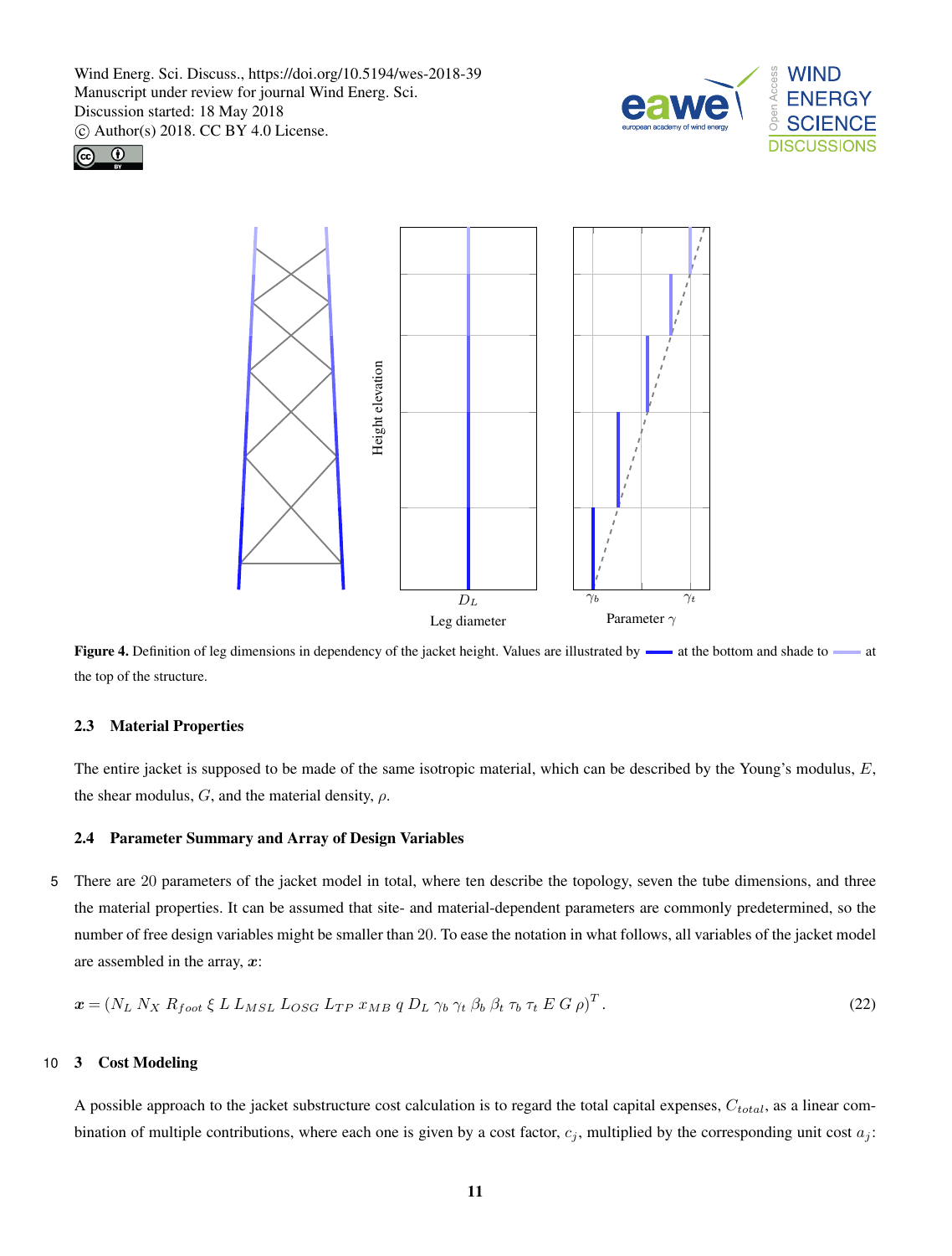**Figure 4.** Definition of leg dimensions in dependency of the jacket height. Values are illustrated by ▬ at the bottom and shade to ▬ at the top of the structure.

### 2.3 Material Properties

The entire jacket is supposed to be made of the same isotropic material, which can be described by the Young's modulus, $E$, the shear modulus, $G$, and the material density, $\rho$.

### 2.4 Parameter Summary and Array of Design Variables

There are 20 parameters of the jacket model in total, where ten describe the topology, seven the tube dimensions, and three the material properties. It can be assumed that site- and material-dependent parameters are commonly predetermined, so the number of free design variables might be smaller than 20. To ease the notation in what follows, all variables of the jacket model are assembled in the array, $\boldsymbol{x}$:

$$\boldsymbol{x} = (N_L \; N_X \; R_{foot} \; \xi \; L \; L_{MSL} \; L_{OSG} \; L_{TP} \; x_{MB} \; q \; D_L \; \gamma_b \; \gamma_t \; \beta_b \; \beta_t \; \tau_b \; \tau_t \; E \; G \; \rho)^T \, . \tag{22}$$

## 3 Cost Modeling

A possible approach to the jacket substructure cost calculation is to regard the total capital expenses, $C_{total}$, as a linear combination of multiple contributions, where each one is given by a cost factor, $c_j$, multiplied by the corresponding unit cost $a_j$: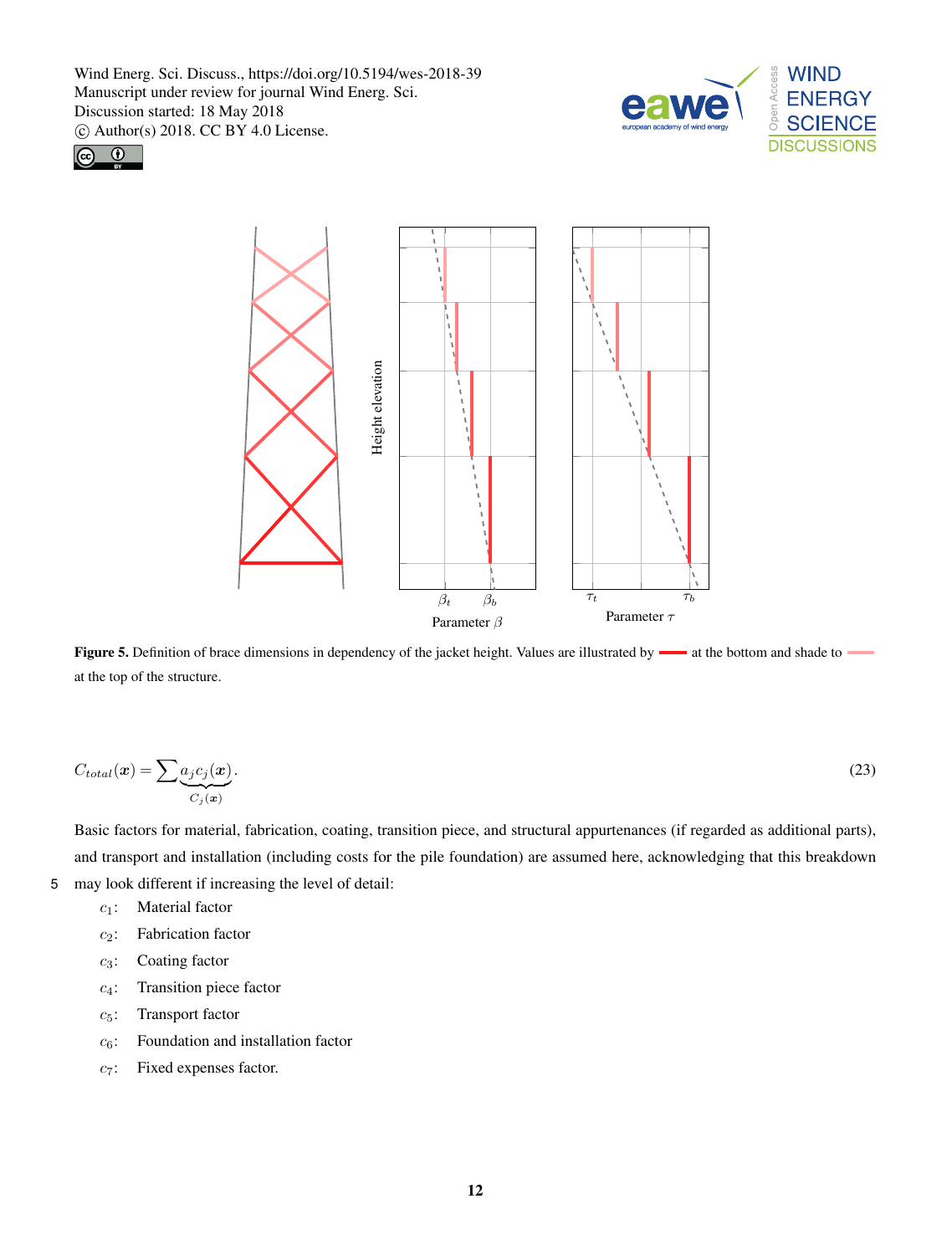**Figure 5.** Definition of brace dimensions in dependency of the jacket height. Values are illustrated by ▬ at the bottom and shade to ▬ at the top of the structure.

$$C_{total}(\boldsymbol{x}) = \sum \underbrace{a_j c_j(\boldsymbol{x})}_{C_j(\boldsymbol{x})}. \tag{23}$$

Basic factors for material, fabrication, coating, transition piece, and structural appurtenances (if regarded as additional parts), and transport and installation (including costs for the pile foundation) are assumed here, acknowledging that this breakdown may look different if increasing the level of detail:

- $c_1$: Material factor
- $c_2$: Fabrication factor
- $c_3$: Coating factor
- $c_4$: Transition piece factor
- $c_5$: Transport factor
- $c_6$: Foundation and installation factor
- $c_7$: Fixed expenses factor.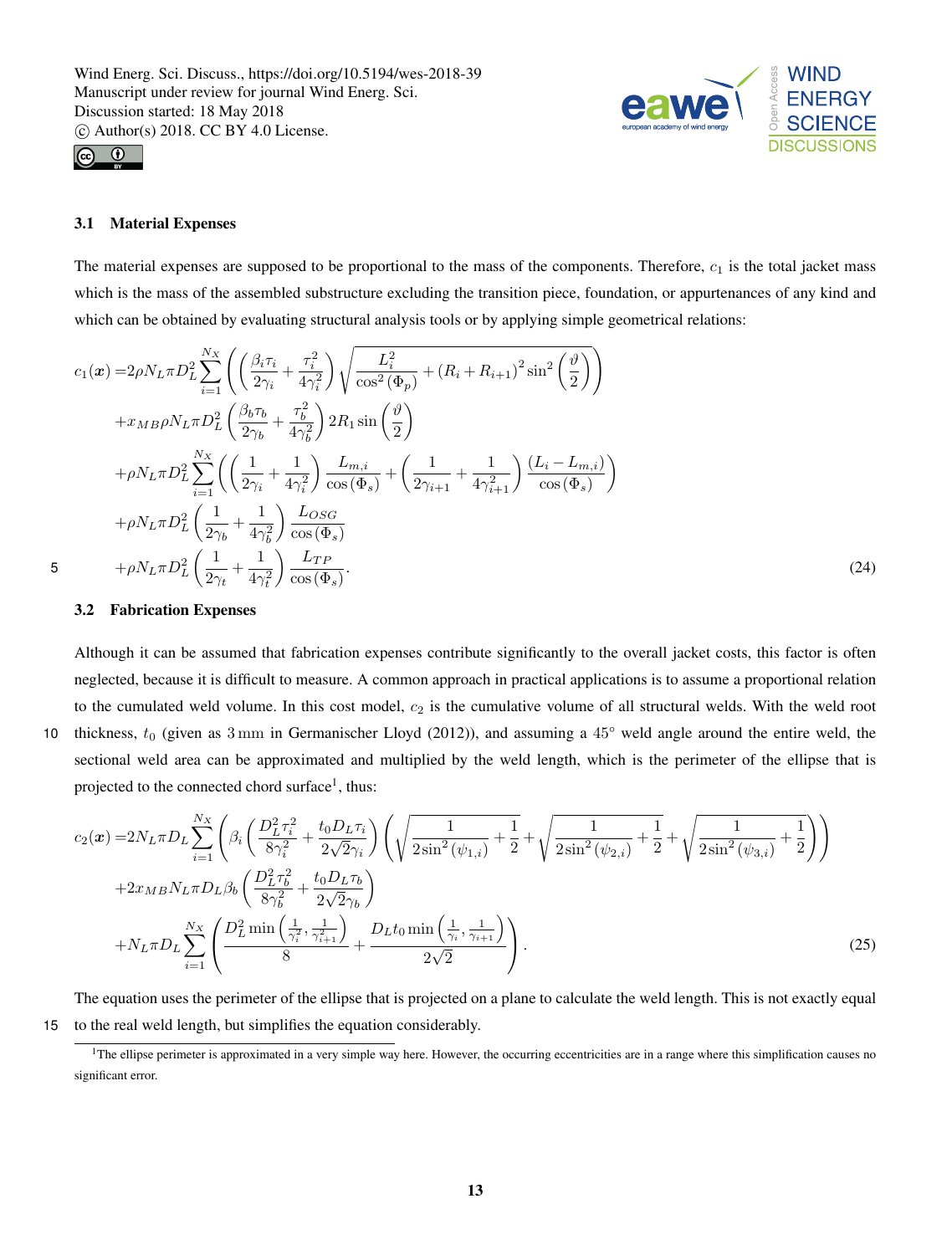### 3.1 Material Expenses

The material expenses are supposed to be proportional to the mass of the components. Therefore, $c_1$ is the total jacket mass which is the mass of the assembled substructure excluding the transition piece, foundation, or appurtenances of any kind and which can be obtained by evaluating structural analysis tools or by applying simple geometrical relations:

$$
\begin{aligned}
c_1(\boldsymbol{x}) =& 2\rho N_L \pi D_L^2 \sum_{i=1}^{N_X} \left( \left( \frac{\beta_i \tau_i}{2\gamma_i} + \frac{\tau_i^2}{4\gamma_i^2} \right) \sqrt{\frac{L_i^2}{\cos^2(\Phi_p)} + (R_i + R_{i+1})^2 \sin^2\left(\frac{\vartheta}{2}\right)} \right) \\
&+ x_{MB} \rho N_L \pi D_L^2 \left( \frac{\beta_b \tau_b}{2\gamma_b} + \frac{\tau_b^2}{4\gamma_b^2} \right) 2R_1 \sin\left(\frac{\vartheta}{2}\right) \\
&+ \rho N_L \pi D_L^2 \sum_{i=1}^{N_X} \left( \left( \frac{1}{2\gamma_i} + \frac{1}{4\gamma_i^2} \right) \frac{L_{m,i}}{\cos(\Phi_s)} + \left( \frac{1}{2\gamma_{i+1}} + \frac{1}{4\gamma_{i+1}^2} \right) \frac{(L_i - L_{m,i})}{\cos(\Phi_s)} \right) \\
&+ \rho N_L \pi D_L^2 \left( \frac{1}{2\gamma_b} + \frac{1}{4\gamma_b^2} \right) \frac{L_{OSG}}{\cos(\Phi_s)} \\
&+ \rho N_L \pi D_L^2 \left( \frac{1}{2\gamma_t} + \frac{1}{4\gamma_t^2} \right) \frac{L_{TP}}{\cos(\Phi_s)}.
\end{aligned}
\tag{24}
$$

### 3.2 Fabrication Expenses

Although it can be assumed that fabrication expenses contribute significantly to the overall jacket costs, this factor is often neglected, because it is difficult to measure. A common approach in practical applications is to assume a proportional relation to the cumulated weld volume. In this cost model, $c_2$ is the cumulative volume of all structural welds. With the weld root thickness, $t_0$ (given as $3\,\mathrm{mm}$ in Germanischer Lloyd (2012)), and assuming a $45°$ weld angle around the entire weld, the sectional weld area can be approximated and multiplied by the weld length, which is the perimeter of the ellipse that is projected to the connected chord surface[1], thus:

$$
\begin{aligned}
c_2(\boldsymbol{x}) =& 2N_L \pi D_L \sum_{i=1}^{N_X} \left( \beta_i \left( \frac{D_L^2 \tau_i^2}{8\gamma_i^2} + \frac{t_0 D_L \tau_i}{2\sqrt{2}\gamma_i} \right) \left( \sqrt{\frac{1}{2\sin^2(\psi_{1,i})} + \frac{1}{2}} + \sqrt{\frac{1}{2\sin^2(\psi_{2,i})} + \frac{1}{2}} + \sqrt{\frac{1}{2\sin^2(\psi_{3,i})} + \frac{1}{2}} \right) \right) \\
&+ 2x_{MB} N_L \pi D_L \beta_b \left( \frac{D_L^2 \tau_b^2}{8\gamma_b^2} + \frac{t_0 D_L \tau_b}{2\sqrt{2}\gamma_b} \right) \\
&+ N_L \pi D_L \sum_{i=1}^{N_X} \left( \frac{D_L^2 \min\left(\frac{1}{\gamma_i^2}, \frac{1}{\gamma_{i+1}^2}\right)}{8} + \frac{D_L t_0 \min\left(\frac{1}{\gamma_i}, \frac{1}{\gamma_{i+1}}\right)}{2\sqrt{2}} \right).
\end{aligned}
\tag{25}
$$

The equation uses the perimeter of the ellipse that is projected on a plane to calculate the weld length. This is not exactly equal to the real weld length, but simplifies the equation considerably.

[1] The ellipse perimeter is approximated in a very simple way here. However, the occurring eccentricities are in a range where this simplification causes no significant error.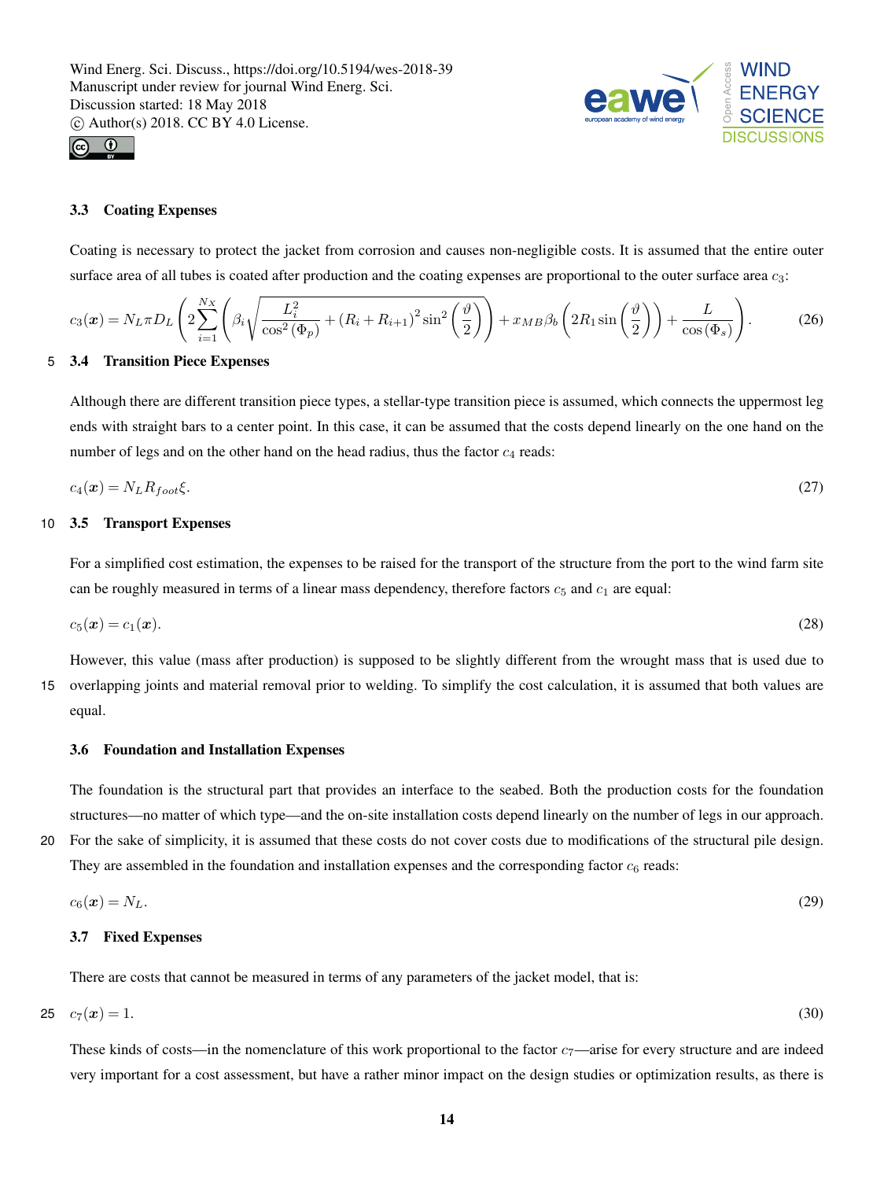### 3.3 Coating Expenses

Coating is necessary to protect the jacket from corrosion and causes non-negligible costs. It is assumed that the entire outer surface area of all tubes is coated after production and the coating expenses are proportional to the outer surface area $c_3$:

$$c_3(\boldsymbol{x}) = N_L \pi D_L \left( 2 \sum_{i=1}^{N_X} \left( \beta_i \sqrt{\frac{L_i^2}{\cos^2(\Phi_p)} + (R_i + R_{i+1})^2 \sin^2\left(\frac{\vartheta}{2}\right)} \right) + x_{MB} \beta_b \left( 2 R_1 \sin\left(\frac{\vartheta}{2}\right) \right) + \frac{L}{\cos(\Phi_s)} \right). \tag{26}$$

### 3.4 Transition Piece Expenses

Although there are different transition piece types, a stellar-type transition piece is assumed, which connects the uppermost leg ends with straight bars to a center point. In this case, it can be assumed that the costs depend linearly on the one hand on the number of legs and on the other hand on the head radius, thus the factor $c_4$ reads:

$$c_4(\boldsymbol{x}) = N_L R_{foot} \xi. \tag{27}$$

### 3.5 Transport Expenses

For a simplified cost estimation, the expenses to be raised for the transport of the structure from the port to the wind farm site can be roughly measured in terms of a linear mass dependency, therefore factors $c_5$ and $c_1$ are equal:

$$c_5(\boldsymbol{x}) = c_1(\boldsymbol{x}). \tag{28}$$

However, this value (mass after production) is supposed to be slightly different from the wrought mass that is used due to overlapping joints and material removal prior to welding. To simplify the cost calculation, it is assumed that both values are equal.

### 3.6 Foundation and Installation Expenses

The foundation is the structural part that provides an interface to the seabed. Both the production costs for the foundation structures—no matter of which type—and the on-site installation costs depend linearly on the number of legs in our approach. For the sake of simplicity, it is assumed that these costs do not cover costs due to modifications of the structural pile design. They are assembled in the foundation and installation expenses and the corresponding factor $c_6$ reads:

$$c_6(\boldsymbol{x}) = N_L. \tag{29}$$

### 3.7 Fixed Expenses

There are costs that cannot be measured in terms of any parameters of the jacket model, that is:

$$c_7(\boldsymbol{x}) = 1. \tag{30}$$

These kinds of costs—in the nomenclature of this work proportional to the factor $c_7$—arise for every structure and are indeed very important for a cost assessment, but have a rather minor impact on the design studies or optimization results, as there is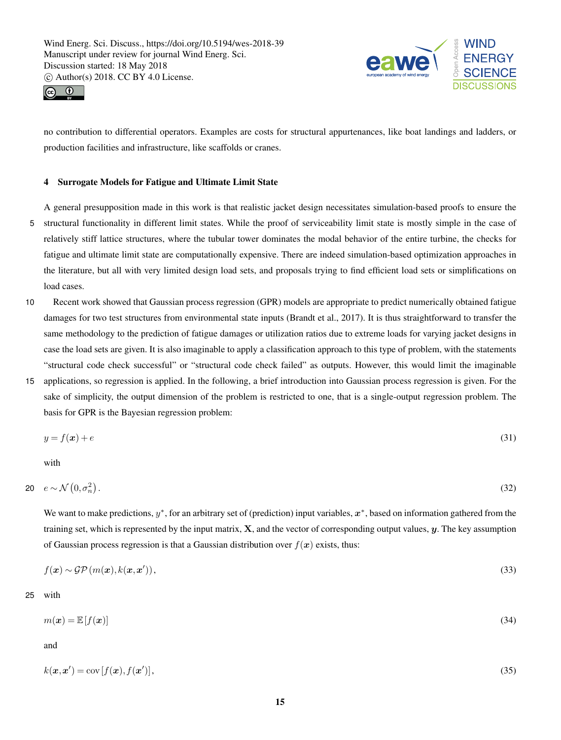no contribution to differential operators. Examples are costs for structural appurtenances, like boat landings and ladders, or production facilities and infrastructure, like scaffolds or cranes.

## 4 Surrogate Models for Fatigue and Ultimate Limit State

A general presupposition made in this work is that realistic jacket design necessitates simulation-based proofs to ensure the structural functionality in different limit states. While the proof of serviceability limit state is mostly simple in the case of relatively stiff lattice structures, where the tubular tower dominates the modal behavior of the entire turbine, the checks for fatigue and ultimate limit state are computationally expensive. There are indeed simulation-based optimization approaches in the literature, but all with very limited design load sets, and proposals trying to find efficient load sets or simplifications on load cases.

Recent work showed that Gaussian process regression (GPR) models are appropriate to predict numerically obtained fatigue damages for two test structures from environmental state inputs (Brandt et al., 2017). It is thus straightforward to transfer the same methodology to the prediction of fatigue damages or utilization ratios due to extreme loads for varying jacket designs in case the load sets are given. It is also imaginable to apply a classification approach to this type of problem, with the statements "structural code check successful" or "structural code check failed" as outputs. However, this would limit the imaginable applications, so regression is applied. In the following, a brief introduction into Gaussian process regression is given. For the sake of simplicity, the output dimension of the problem is restricted to one, that is a single-output regression problem. The basis for GPR is the Bayesian regression problem:

$$y = f(\boldsymbol{x}) + e \tag{31}$$

with

$$e \sim \mathcal{N}\left(0, \sigma_n^2\right). \tag{32}$$

We want to make predictions, $y^*$, for an arbitrary set of (prediction) input variables, $\boldsymbol{x}^*$, based on information gathered from the training set, which is represented by the input matrix, $\mathbf{X}$, and the vector of corresponding output values, $\boldsymbol{y}$. The key assumption of Gaussian process regression is that a Gaussian distribution over $f(\boldsymbol{x})$ exists, thus:

$$f(\boldsymbol{x}) \sim \mathcal{GP}\left(m(\boldsymbol{x}), k(\boldsymbol{x}, \boldsymbol{x}')\right), \tag{33}$$

with

$$m(\boldsymbol{x}) = \mathbb{E}\left[f(\boldsymbol{x})\right] \tag{34}$$

and

$$k(\boldsymbol{x}, \boldsymbol{x}') = \operatorname{cov}\left[f(\boldsymbol{x}), f(\boldsymbol{x}')\right], \tag{35}$$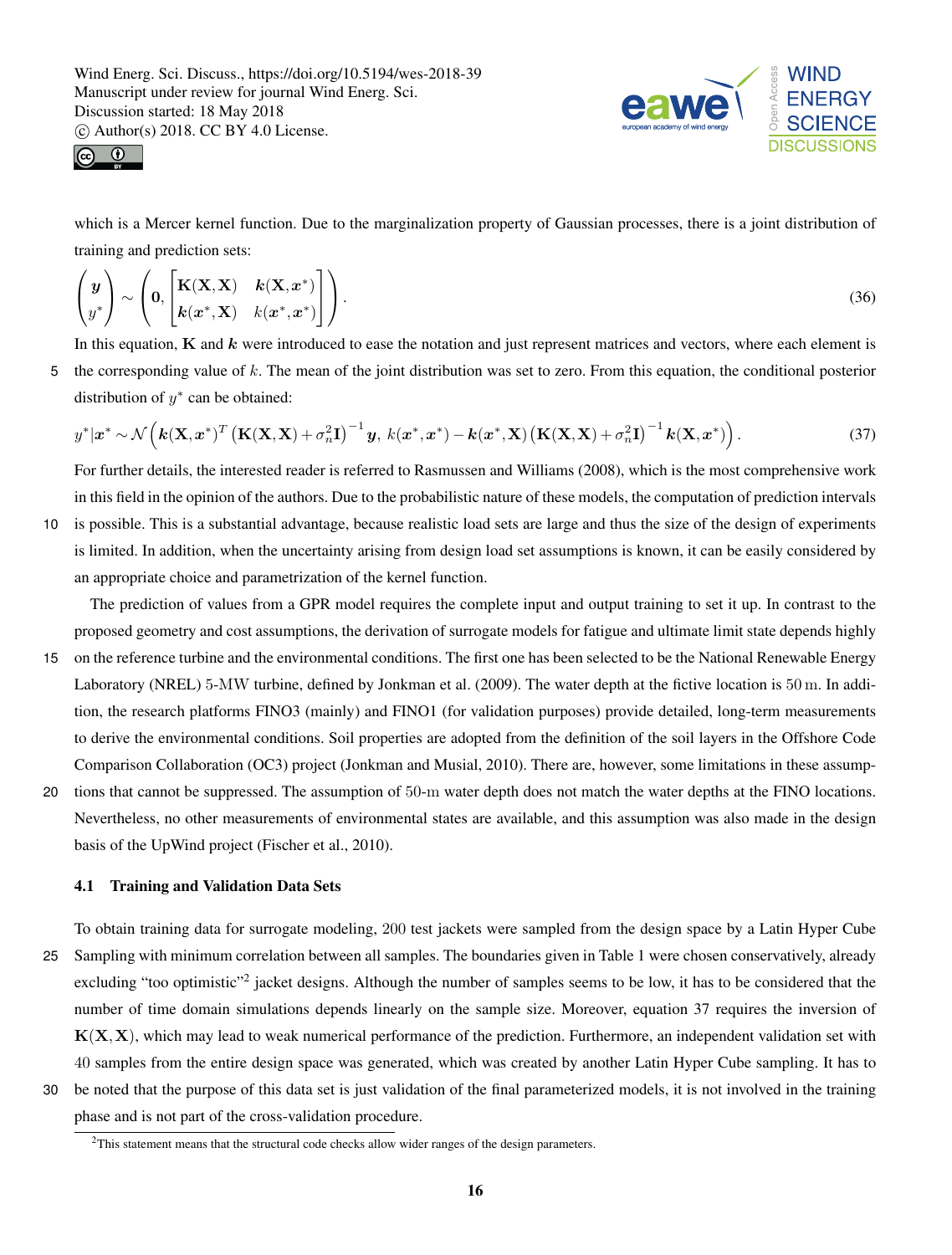which is a Mercer kernel function. Due to the marginalization property of Gaussian processes, there is a joint distribution of training and prediction sets:

$$\begin{pmatrix} \boldsymbol{y} \\ y^* \end{pmatrix} \sim \left( \mathbf{0}, \begin{bmatrix} \mathbf{K}(\mathbf{X},\mathbf{X}) & \boldsymbol{k}(\mathbf{X},\boldsymbol{x}^*) \\ \boldsymbol{k}(\boldsymbol{x}^*,\mathbf{X}) & k(\boldsymbol{x}^*,\boldsymbol{x}^*) \end{bmatrix} \right). \tag{36}$$

In this equation, $\mathbf{K}$ and $\boldsymbol{k}$ were introduced to ease the notation and just represent matrices and vectors, where each element is the corresponding value of $k$. The mean of the joint distribution was set to zero. From this equation, the conditional posterior distribution of $y^*$ can be obtained:

$$y^*|\boldsymbol{x}^* \sim \mathcal{N}\left(\boldsymbol{k}(\mathbf{X},\boldsymbol{x}^*)^T\left(\mathbf{K}(\mathbf{X},\mathbf{X})+\sigma_n^2\mathbf{I}\right)^{-1}\boldsymbol{y},\; k(\boldsymbol{x}^*,\boldsymbol{x}^*)-\boldsymbol{k}(\boldsymbol{x}^*,\mathbf{X})\left(\mathbf{K}(\mathbf{X},\mathbf{X})+\sigma_n^2\mathbf{I}\right)^{-1}\boldsymbol{k}(\mathbf{X},\boldsymbol{x}^*)\right). \tag{37}$$

For further details, the interested reader is referred to Rasmussen and Williams (2008), which is the most comprehensive work in this field in the opinion of the authors. Due to the probabilistic nature of these models, the computation of prediction intervals is possible. This is a substantial advantage, because realistic load sets are large and thus the size of the design of experiments is limited. In addition, when the uncertainty arising from design load set assumptions is known, it can be easily considered by an appropriate choice and parametrization of the kernel function.

The prediction of values from a GPR model requires the complete input and output training to set it up. In contrast to the proposed geometry and cost assumptions, the derivation of surrogate models for fatigue and ultimate limit state depends highly on the reference turbine and the environmental conditions. The first one has been selected to be the National Renewable Energy Laboratory (NREL) 5-MW turbine, defined by Jonkman et al. (2009). The water depth at the fictive location is 50 m. In addition, the research platforms FINO3 (mainly) and FINO1 (for validation purposes) provide detailed, long-term measurements to derive the environmental conditions. Soil properties are adopted from the definition of the soil layers in the Offshore Code Comparison Collaboration (OC3) project (Jonkman and Musial, 2010). There are, however, some limitations in these assumptions that cannot be suppressed. The assumption of 50-m water depth does not match the water depths at the FINO locations. Nevertheless, no other measurements of environmental states are available, and this assumption was also made in the design basis of the UpWind project (Fischer et al., 2010).

### 4.1 Training and Validation Data Sets

To obtain training data for surrogate modeling, 200 test jackets were sampled from the design space by a Latin Hyper Cube Sampling with minimum correlation between all samples. The boundaries given in Table 1 were chosen conservatively, already excluding "too optimistic"[2] jacket designs. Although the number of samples seems to be low, it has to be considered that the number of time domain simulations depends linearly on the sample size. Moreover, equation 37 requires the inversion of $\mathbf{K}(\mathbf{X},\mathbf{X})$, which may lead to weak numerical performance of the prediction. Furthermore, an independent validation set with 40 samples from the entire design space was generated, which was created by another Latin Hyper Cube sampling. It has to be noted that the purpose of this data set is just validation of the final parameterized models, it is not involved in the training phase and is not part of the cross-validation procedure.

[2]This statement means that the structural code checks allow wider ranges of the design parameters.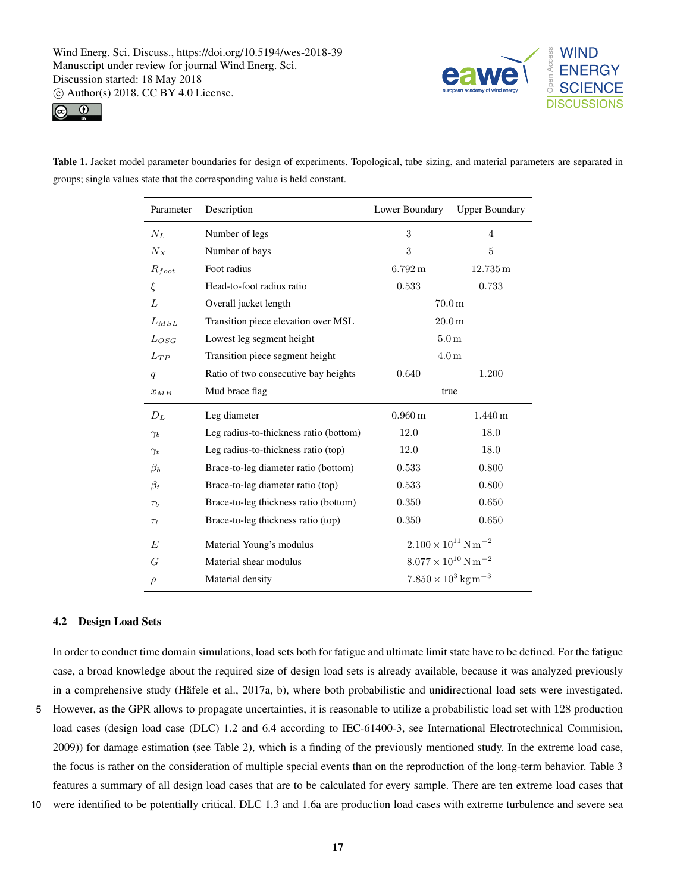**Table 1.** Jacket model parameter boundaries for design of experiments. Topological, tube sizing, and material parameters are separated in groups; single values state that the corresponding value is held constant.

| Parameter | Description | Lower Boundary | Upper Boundary |
|---|---|---|---|
| $N_L$ | Number of legs | 3 | 4 |
| $N_X$ | Number of bays | 3 | 5 |
| $R_{foot}$ | Foot radius | 6.792 m | 12.735 m |
| $\xi$ | Head-to-foot radius ratio | 0.533 | 0.733 |
| $L$ | Overall jacket length | 70.0 m | |
| $L_{MSL}$ | Transition piece elevation over MSL | 20.0 m | |
| $L_{OSG}$ | Lowest leg segment height | 5.0 m | |
| $L_{TP}$ | Transition piece segment height | 4.0 m | |
| $q$ | Ratio of two consecutive bay heights | 0.640 | 1.200 |
| $x_{MB}$ | Mud brace flag | true | |
| $D_L$ | Leg diameter | 0.960 m | 1.440 m |
| $\gamma_b$ | Leg radius-to-thickness ratio (bottom) | 12.0 | 18.0 |
| $\gamma_t$ | Leg radius-to-thickness ratio (top) | 12.0 | 18.0 |
| $\beta_b$ | Brace-to-leg diameter ratio (bottom) | 0.533 | 0.800 |
| $\beta_t$ | Brace-to-leg diameter ratio (top) | 0.533 | 0.800 |
| $\tau_b$ | Brace-to-leg thickness ratio (bottom) | 0.350 | 0.650 |
| $\tau_t$ | Brace-to-leg thickness ratio (top) | 0.350 | 0.650 |
| $E$ | Material Young's modulus | $2.100 \times 10^{11}\,\mathrm{N\,m^{-2}}$ | |
| $G$ | Material shear modulus | $8.077 \times 10^{10}\,\mathrm{N\,m^{-2}}$ | |
| $\rho$ | Material density | $7.850 \times 10^{3}\,\mathrm{kg\,m^{-3}}$ | |

### 4.2 Design Load Sets

In order to conduct time domain simulations, load sets both for fatigue and ultimate limit state have to be defined. For the fatigue case, a broad knowledge about the required size of design load sets is already available, because it was analyzed previously in a comprehensive study (Häfele et al., 2017a, b), where both probabilistic and unidirectional load sets were investigated. However, as the GPR allows to propagate uncertainties, it is reasonable to utilize a probabilistic load set with 128 production load cases (design load case (DLC) 1.2 and 6.4 according to IEC-61400-3, see International Electrotechnical Commision, 2009)) for damage estimation (see Table 2), which is a finding of the previously mentioned study. In the extreme load case, the focus is rather on the consideration of multiple special events than on the reproduction of the long-term behavior. Table 3 features a summary of all design load cases that are to be calculated for every sample. There are ten extreme load cases that were identified to be potentially critical. DLC 1.3 and 1.6a are production load cases with extreme turbulence and severe sea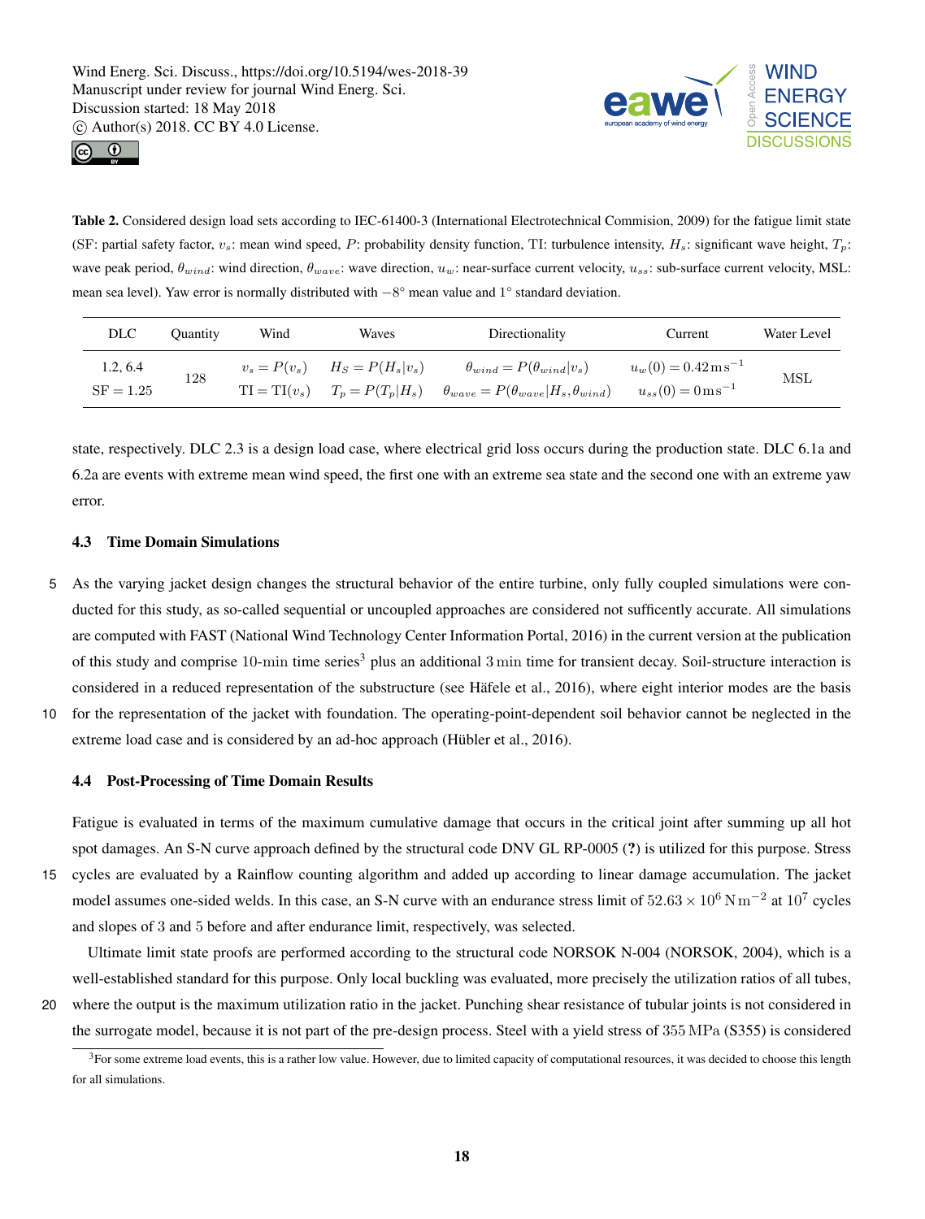**Table 2.** Considered design load sets according to IEC-61400-3 (International Electrotechnical Commision, 2009) for the fatigue limit state (SF: partial safety factor, $v_s$: mean wind speed, $P$: probability density function, TI: turbulence intensity, $H_s$: significant wave height, $T_p$: wave peak period, $\theta_{wind}$: wind direction, $\theta_{wave}$: wave direction, $u_w$: near-surface current velocity, $u_{ss}$: sub-surface current velocity, MSL: mean sea level). Yaw error is normally distributed with $-8°$ mean value and $1°$ standard deviation.

| DLC | Quantity | Wind | Waves | Directionality | Current | Water Level |
|---|---|---|---|---|---|---|
| 1.2, 6.4 <br> SF = 1.25 | 128 | $v_s = P(v_s)$ <br> $\mathrm{TI} = \mathrm{TI}(v_s)$ | $H_S = P(H_s \vert v_s)$ <br> $T_p = P(T_p \vert H_s)$ | $\theta_{wind} = P(\theta_{wind} \vert v_s)$ <br> $\theta_{wave} = P(\theta_{wave} \vert H_s, \theta_{wind})$ | $u_w(0) = 0.42\,\mathrm{m\,s^{-1}}$ <br> $u_{ss}(0) = 0\,\mathrm{m\,s^{-1}}$ | MSL |

state, respectively. DLC 2.3 is a design load case, where electrical grid loss occurs during the production state. DLC 6.1a and 6.2a are events with extreme mean wind speed, the first one with an extreme sea state and the second one with an extreme yaw error.

### 4.3 Time Domain Simulations

As the varying jacket design changes the structural behavior of the entire turbine, only fully coupled simulations were conducted for this study, as so-called sequential or uncoupled approaches are considered not sufficently accurate. All simulations are computed with FAST (National Wind Technology Center Information Portal, 2016) in the current version at the publication of this study and comprise $10\text{-min}$ time series[3] plus an additional $3\,\text{min}$ time for transient decay. Soil-structure interaction is considered in a reduced representation of the substructure (see Häfele et al., 2016), where eight interior modes are the basis for the representation of the jacket with foundation. The operating-point-dependent soil behavior cannot be neglected in the extreme load case and is considered by an ad-hoc approach (Hübler et al., 2016).

### 4.4 Post-Processing of Time Domain Results

Fatigue is evaluated in terms of the maximum cumulative damage that occurs in the critical joint after summing up all hot spot damages. An S-N curve approach defined by the structural code DNV GL RP-0005 (?) is utilized for this purpose. Stress cycles are evaluated by a Rainflow counting algorithm and added up according to linear damage accumulation. The jacket model assumes one-sided welds. In this case, an S-N curve with an endurance stress limit of $52.63 \times 10^6\,\mathrm{N\,m^{-2}}$ at $10^7$ cycles and slopes of 3 and 5 before and after endurance limit, respectively, was selected.

Ultimate limit state proofs are performed according to the structural code NORSOK N-004 (NORSOK, 2004), which is a well-established standard for this purpose. Only local buckling was evaluated, more precisely the utilization ratios of all tubes, where the output is the maximum utilization ratio in the jacket. Punching shear resistance of tubular joints is not considered in the surrogate model, because it is not part of the pre-design process. Steel with a yield stress of $355\,\mathrm{MPa}$ (S355) is considered

[3] For some extreme load events, this is a rather low value. However, due to limited capacity of computational resources, it was decided to choose this length for all simulations.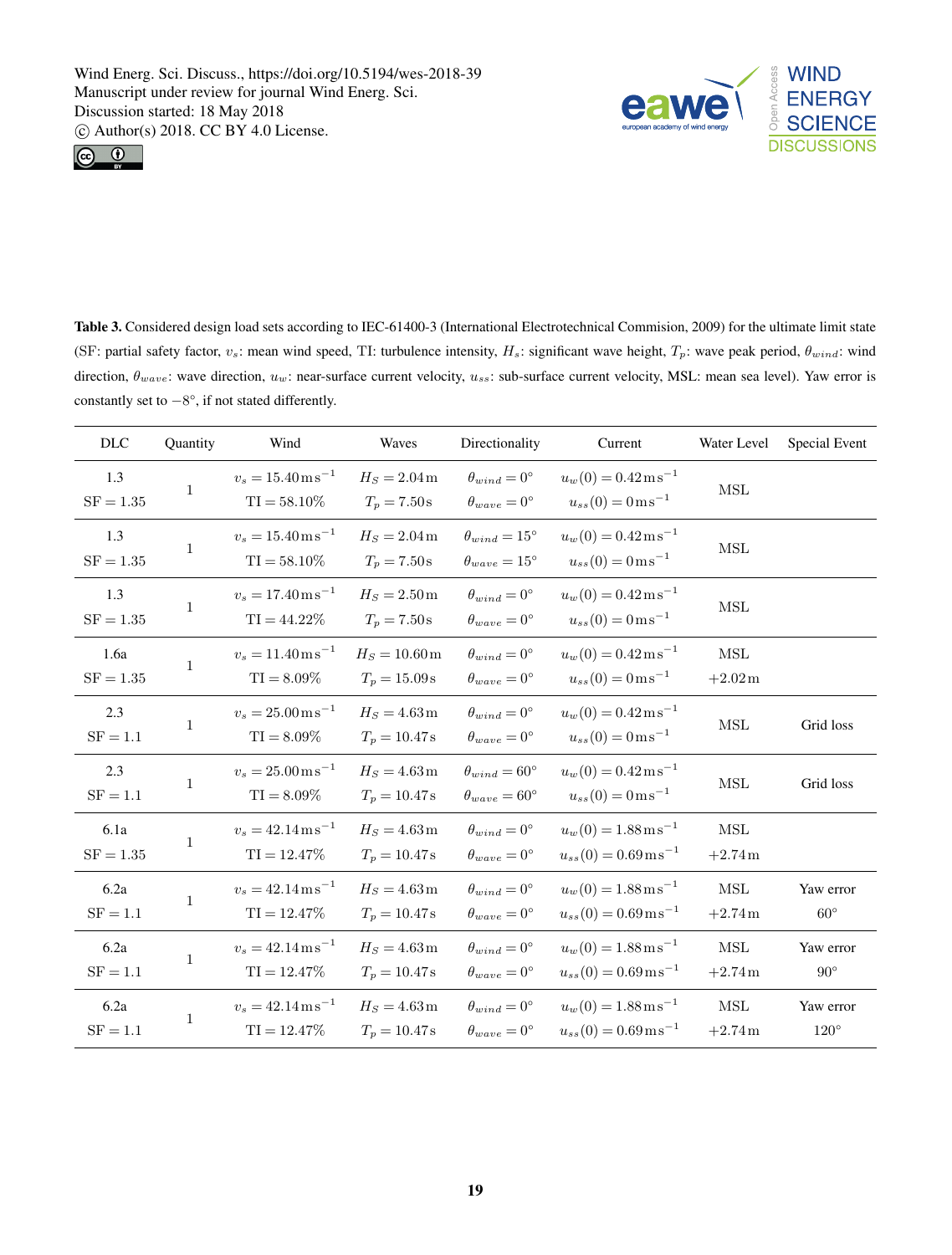**Table 3.** Considered design load sets according to IEC-61400-3 (International Electrotechnical Commision, 2009) for the ultimate limit state (SF: partial safety factor, $v_s$: mean wind speed, TI: turbulence intensity, $H_s$: significant wave height, $T_p$: wave peak period, $\theta_{wind}$: wind direction, $\theta_{wave}$: wave direction, $u_w$: near-surface current velocity, $u_{ss}$: sub-surface current velocity, MSL: mean sea level). Yaw error is constantly set to $-8°$, if not stated differently.

| DLC | Quantity | Wind | Waves | Directionality | Current | Water Level | Special Event |
|---|---|---|---|---|---|---|---|
| 1.3<br>SF = 1.35 | 1 | $v_s = 15.40\,\mathrm{m\,s^{-1}}$<br>$\mathrm{TI} = 58.10\%$ | $H_S = 2.04\,\mathrm{m}$<br>$T_p = 7.50\,\mathrm{s}$ | $\theta_{wind} = 0°$<br>$\theta_{wave} = 0°$ | $u_w(0) = 0.42\,\mathrm{m\,s^{-1}}$<br>$u_{ss}(0) = 0\,\mathrm{m\,s^{-1}}$ | MSL | |
| 1.3<br>SF = 1.35 | 1 | $v_s = 15.40\,\mathrm{m\,s^{-1}}$<br>$\mathrm{TI} = 58.10\%$ | $H_S = 2.04\,\mathrm{m}$<br>$T_p = 7.50\,\mathrm{s}$ | $\theta_{wind} = 15°$<br>$\theta_{wave} = 15°$ | $u_w(0) = 0.42\,\mathrm{m\,s^{-1}}$<br>$u_{ss}(0) = 0\,\mathrm{m\,s^{-1}}$ | MSL | |
| 1.3<br>SF = 1.35 | 1 | $v_s = 17.40\,\mathrm{m\,s^{-1}}$<br>$\mathrm{TI} = 44.22\%$ | $H_S = 2.50\,\mathrm{m}$<br>$T_p = 7.50\,\mathrm{s}$ | $\theta_{wind} = 0°$<br>$\theta_{wave} = 0°$ | $u_w(0) = 0.42\,\mathrm{m\,s^{-1}}$<br>$u_{ss}(0) = 0\,\mathrm{m\,s^{-1}}$ | MSL | |
| 1.6a<br>SF = 1.35 | 1 | $v_s = 11.40\,\mathrm{m\,s^{-1}}$<br>$\mathrm{TI} = 8.09\%$ | $H_S = 10.60\,\mathrm{m}$<br>$T_p = 15.09\,\mathrm{s}$ | $\theta_{wind} = 0°$<br>$\theta_{wave} = 0°$ | $u_w(0) = 0.42\,\mathrm{m\,s^{-1}}$<br>$u_{ss}(0) = 0\,\mathrm{m\,s^{-1}}$ | MSL<br>+2.02 m | |
| 2.3<br>SF = 1.1 | 1 | $v_s = 25.00\,\mathrm{m\,s^{-1}}$<br>$\mathrm{TI} = 8.09\%$ | $H_S = 4.63\,\mathrm{m}$<br>$T_p = 10.47\,\mathrm{s}$ | $\theta_{wind} = 0°$<br>$\theta_{wave} = 0°$ | $u_w(0) = 0.42\,\mathrm{m\,s^{-1}}$<br>$u_{ss}(0) = 0\,\mathrm{m\,s^{-1}}$ | MSL | Grid loss |
| 2.3<br>SF = 1.1 | 1 | $v_s = 25.00\,\mathrm{m\,s^{-1}}$<br>$\mathrm{TI} = 8.09\%$ | $H_S = 4.63\,\mathrm{m}$<br>$T_p = 10.47\,\mathrm{s}$ | $\theta_{wind} = 60°$<br>$\theta_{wave} = 60°$ | $u_w(0) = 0.42\,\mathrm{m\,s^{-1}}$<br>$u_{ss}(0) = 0\,\mathrm{m\,s^{-1}}$ | MSL | Grid loss |
| 6.1a<br>SF = 1.35 | 1 | $v_s = 42.14\,\mathrm{m\,s^{-1}}$<br>$\mathrm{TI} = 12.47\%$ | $H_S = 4.63\,\mathrm{m}$<br>$T_p = 10.47\,\mathrm{s}$ | $\theta_{wind} = 0°$<br>$\theta_{wave} = 0°$ | $u_w(0) = 1.88\,\mathrm{m\,s^{-1}}$<br>$u_{ss}(0) = 0.69\,\mathrm{m\,s^{-1}}$ | MSL<br>+2.74 m | |
| 6.2a<br>SF = 1.1 | 1 | $v_s = 42.14\,\mathrm{m\,s^{-1}}$<br>$\mathrm{TI} = 12.47\%$ | $H_S = 4.63\,\mathrm{m}$<br>$T_p = 10.47\,\mathrm{s}$ | $\theta_{wind} = 0°$<br>$\theta_{wave} = 0°$ | $u_w(0) = 1.88\,\mathrm{m\,s^{-1}}$<br>$u_{ss}(0) = 0.69\,\mathrm{m\,s^{-1}}$ | MSL<br>+2.74 m | Yaw error<br>60° |
| 6.2a<br>SF = 1.1 | 1 | $v_s = 42.14\,\mathrm{m\,s^{-1}}$<br>$\mathrm{TI} = 12.47\%$ | $H_S = 4.63\,\mathrm{m}$<br>$T_p = 10.47\,\mathrm{s}$ | $\theta_{wind} = 0°$<br>$\theta_{wave} = 0°$ | $u_w(0) = 1.88\,\mathrm{m\,s^{-1}}$<br>$u_{ss}(0) = 0.69\,\mathrm{m\,s^{-1}}$ | MSL<br>+2.74 m | Yaw error<br>90° |
| 6.2a<br>SF = 1.1 | 1 | $v_s = 42.14\,\mathrm{m\,s^{-1}}$<br>$\mathrm{TI} = 12.47\%$ | $H_S = 4.63\,\mathrm{m}$<br>$T_p = 10.47\,\mathrm{s}$ | $\theta_{wind} = 0°$<br>$\theta_{wave} = 0°$ | $u_w(0) = 1.88\,\mathrm{m\,s^{-1}}$<br>$u_{ss}(0) = 0.69\,\mathrm{m\,s^{-1}}$ | MSL<br>+2.74 m | Yaw error<br>120° |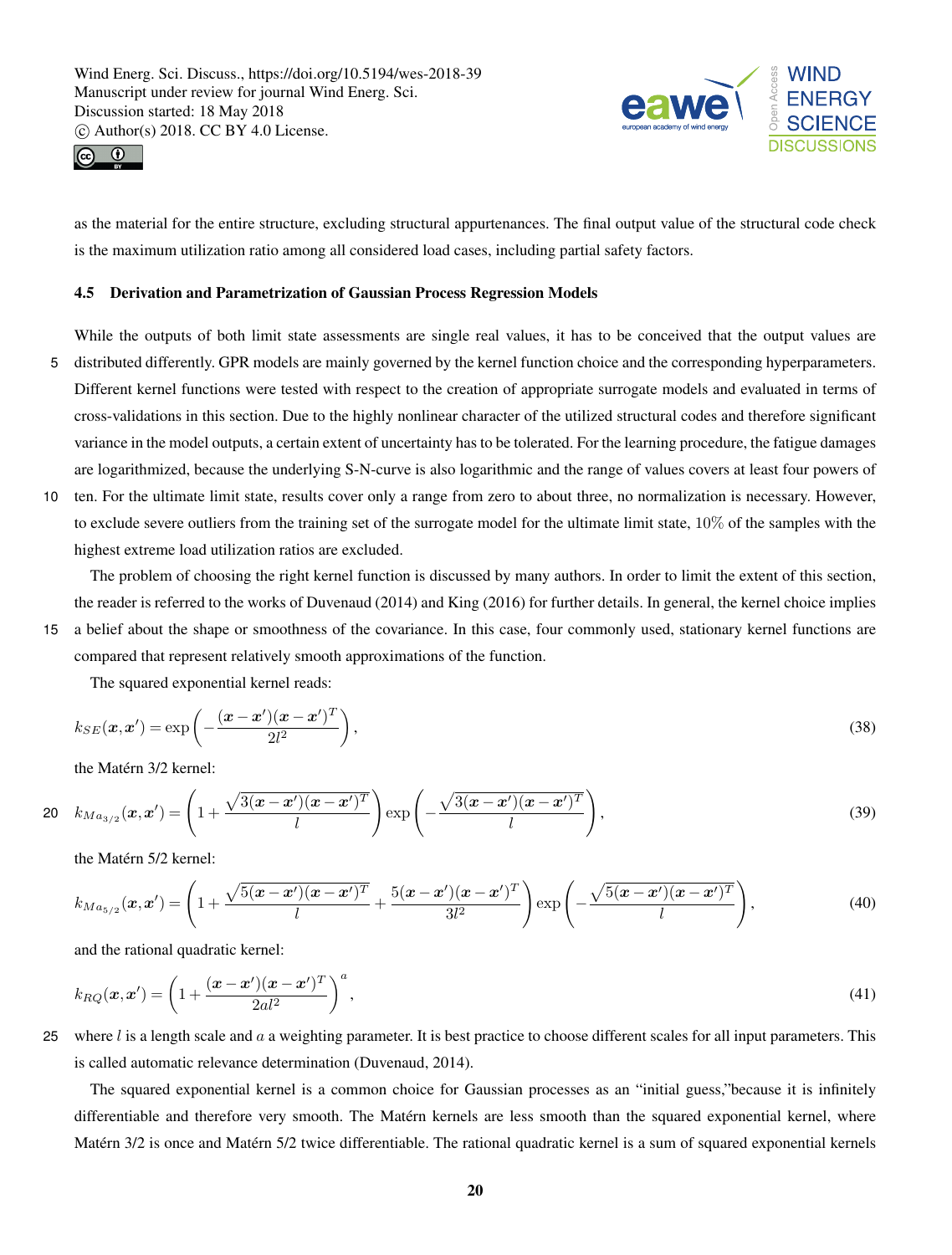as the material for the entire structure, excluding structural appurtenances. The final output value of the structural code check is the maximum utilization ratio among all considered load cases, including partial safety factors.

### 4.5 Derivation and Parametrization of Gaussian Process Regression Models

While the outputs of both limit state assessments are single real values, it has to be conceived that the output values are distributed differently. GPR models are mainly governed by the kernel function choice and the corresponding hyperparameters. Different kernel functions were tested with respect to the creation of appropriate surrogate models and evaluated in terms of cross-validations in this section. Due to the highly nonlinear character of the utilized structural codes and therefore significant variance in the model outputs, a certain extent of uncertainty has to be tolerated. For the learning procedure, the fatigue damages are logarithmized, because the underlying S-N-curve is also logarithmic and the range of values covers at least four powers of ten. For the ultimate limit state, results cover only a range from zero to about three, no normalization is necessary. However, to exclude severe outliers from the training set of the surrogate model for the ultimate limit state, 10% of the samples with the highest extreme load utilization ratios are excluded.

The problem of choosing the right kernel function is discussed by many authors. In order to limit the extent of this section, the reader is referred to the works of Duvenaud (2014) and King (2016) for further details. In general, the kernel choice implies a belief about the shape or smoothness of the covariance. In this case, four commonly used, stationary kernel functions are compared that represent relatively smooth approximations of the function.

The squared exponential kernel reads:

$$k_{SE}(\boldsymbol{x}, \boldsymbol{x}') = \exp\left(-\frac{(\boldsymbol{x}-\boldsymbol{x}')(\boldsymbol{x}-\boldsymbol{x}')^T}{2l^2}\right), \tag{38}$$

the Matérn 3/2 kernel:

$$k_{Ma_{3/2}}(\boldsymbol{x}, \boldsymbol{x}') = \left(1 + \frac{\sqrt{3(\boldsymbol{x}-\boldsymbol{x}')(\boldsymbol{x}-\boldsymbol{x}')^T}}{l}\right) \exp\left(-\frac{\sqrt{3(\boldsymbol{x}-\boldsymbol{x}')(\boldsymbol{x}-\boldsymbol{x}')^T}}{l}\right), \tag{39}$$

the Matérn 5/2 kernel:

$$k_{Ma_{5/2}}(\boldsymbol{x}, \boldsymbol{x}') = \left(1 + \frac{\sqrt{5(\boldsymbol{x}-\boldsymbol{x}')(\boldsymbol{x}-\boldsymbol{x}')^T}}{l} + \frac{5(\boldsymbol{x}-\boldsymbol{x}')(\boldsymbol{x}-\boldsymbol{x}')^T}{3l^2}\right) \exp\left(-\frac{\sqrt{5(\boldsymbol{x}-\boldsymbol{x}')(\boldsymbol{x}-\boldsymbol{x}')^T}}{l}\right), \tag{40}$$

and the rational quadratic kernel:

$$k_{RQ}(\boldsymbol{x}, \boldsymbol{x}') = \left(1 + \frac{(\boldsymbol{x}-\boldsymbol{x}')(\boldsymbol{x}-\boldsymbol{x}')^T}{2al^2}\right)^a, \tag{41}$$

where $l$ is a length scale and $a$ a weighting parameter. It is best practice to choose different scales for all input parameters. This is called automatic relevance determination (Duvenaud, 2014).

The squared exponential kernel is a common choice for Gaussian processes as an "initial guess,"because it is infinitely differentiable and therefore very smooth. The Matérn kernels are less smooth than the squared exponential kernel, where Matérn 3/2 is once and Matérn 5/2 twice differentiable. The rational quadratic kernel is a sum of squared exponential kernels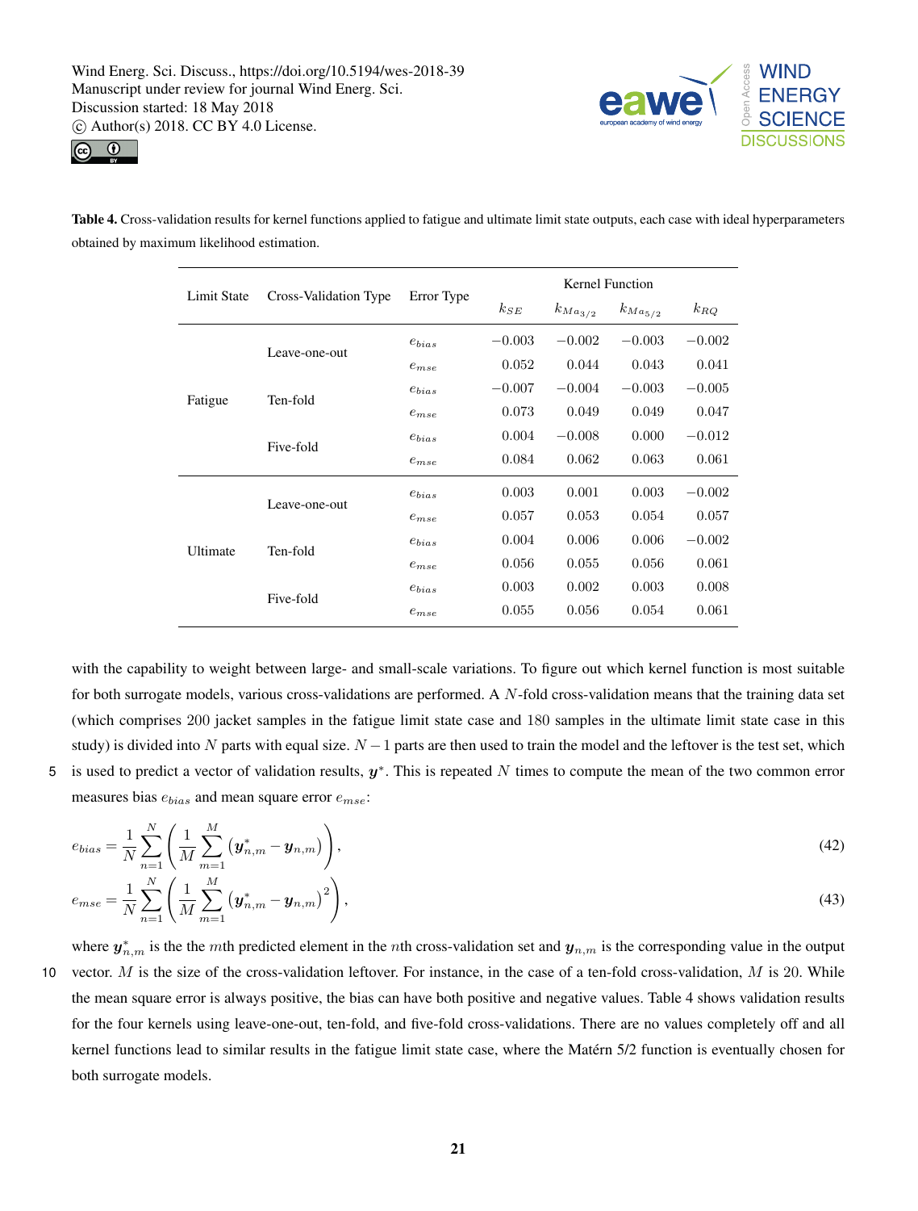**Table 4.** Cross-validation results for kernel functions applied to fatigue and ultimate limit state outputs, each case with ideal hyperparameters obtained by maximum likelihood estimation.

| Limit State | Cross-Validation Type | Error Type | Kernel Function | | | |
|---|---|---|---|---|---|---|
| | | | $k_{SE}$ | $k_{Ma_{3/2}}$ | $k_{Ma_{5/2}}$ | $k_{RQ}$ |
| Fatigue | Leave-one-out | $e_{bias}$ | $-0.003$ | $-0.002$ | $-0.003$ | $-0.002$ |
| | | $e_{mse}$ | 0.052 | 0.044 | 0.043 | 0.041 |
| | Ten-fold | $e_{bias}$ | $-0.007$ | $-0.004$ | $-0.003$ | $-0.005$ |
| | | $e_{mse}$ | 0.073 | 0.049 | 0.049 | 0.047 |
| | Five-fold | $e_{bias}$ | 0.004 | $-0.008$ | 0.000 | $-0.012$ |
| | | $e_{mse}$ | 0.084 | 0.062 | 0.063 | 0.061 |
| Ultimate | Leave-one-out | $e_{bias}$ | 0.003 | 0.001 | 0.003 | $-0.002$ |
| | | $e_{mse}$ | 0.057 | 0.053 | 0.054 | 0.057 |
| | Ten-fold | $e_{bias}$ | 0.004 | 0.006 | 0.006 | $-0.002$ |
| | | $e_{mse}$ | 0.056 | 0.055 | 0.056 | 0.061 |
| | Five-fold | $e_{bias}$ | 0.003 | 0.002 | 0.003 | 0.008 |
| | | $e_{mse}$ | 0.055 | 0.056 | 0.054 | 0.061 |

with the capability to weight between large- and small-scale variations. To figure out which kernel function is most suitable for both surrogate models, various cross-validations are performed. A $N$-fold cross-validation means that the training data set (which comprises 200 jacket samples in the fatigue limit state case and 180 samples in the ultimate limit state case in this study) is divided into $N$ parts with equal size. $N-1$ parts are then used to train the model and the leftover is the test set, which is used to predict a vector of validation results, $\boldsymbol{y}^*$. This is repeated $N$ times to compute the mean of the two common error measures bias $e_{bias}$ and mean square error $e_{mse}$:

$$e_{bias} = \frac{1}{N}\sum_{n=1}^{N}\left(\frac{1}{M}\sum_{m=1}^{M}\left(\boldsymbol{y}^*_{n,m} - \boldsymbol{y}_{n,m}\right)\right), \tag{42}$$

$$e_{mse} = \frac{1}{N}\sum_{n=1}^{N}\left(\frac{1}{M}\sum_{m=1}^{M}\left(\boldsymbol{y}^*_{n,m} - \boldsymbol{y}_{n,m}\right)^2\right), \tag{43}$$

where $\boldsymbol{y}^*_{n,m}$ is the the $m$th predicted element in the $n$th cross-validation set and $\boldsymbol{y}_{n,m}$ is the corresponding value in the output vector. $M$ is the size of the cross-validation leftover. For instance, in the case of a ten-fold cross-validation, $M$ is 20. While the mean square error is always positive, the bias can have both positive and negative values. Table 4 shows validation results for the four kernels using leave-one-out, ten-fold, and five-fold cross-validations. There are no values completely off and all kernel functions lead to similar results in the fatigue limit state case, where the Matérn 5/2 function is eventually chosen for both surrogate models.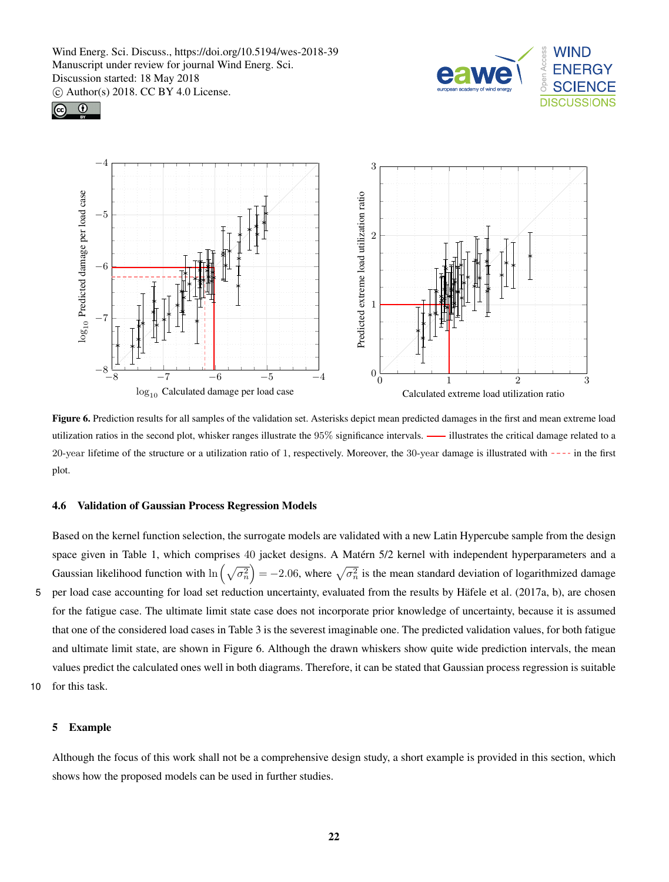**Figure 6.** Prediction results for all samples of the validation set. Asterisks depict mean predicted damages in the first and mean extreme load utilization ratios in the second plot, whisker ranges illustrate the 95% significance intervals. —— illustrates the critical damage related to a 20-year lifetime of the structure or a utilization ratio of 1, respectively. Moreover, the 30-year damage is illustrated with - - - - in the first plot.

### 4.6 Validation of Gaussian Process Regression Models

Based on the kernel function selection, the surrogate models are validated with a new Latin Hypercube sample from the design space given in Table 1, which comprises 40 jacket designs. A Matérn 5/2 kernel with independent hyperparameters and a Gaussian likelihood function with $\ln\left(\sqrt{\sigma_n^2}\right) = -2.06$, where $\sqrt{\sigma_n^2}$ is the mean standard deviation of logarithmized damage per load case accounting for load set reduction uncertainty, evaluated from the results by Häfele et al. (2017a, b), are chosen for the fatigue case. The ultimate limit state case does not incorporate prior knowledge of uncertainty, because it is assumed that one of the considered load cases in Table 3 is the severest imaginable one. The predicted validation values, for both fatigue and ultimate limit state, are shown in Figure 6. Although the drawn whiskers show quite wide prediction intervals, the mean values predict the calculated ones well in both diagrams. Therefore, it can be stated that Gaussian process regression is suitable for this task.

## 5 Example

Although the focus of this work shall not be a comprehensive design study, a short example is provided in this section, which shows how the proposed models can be used in further studies.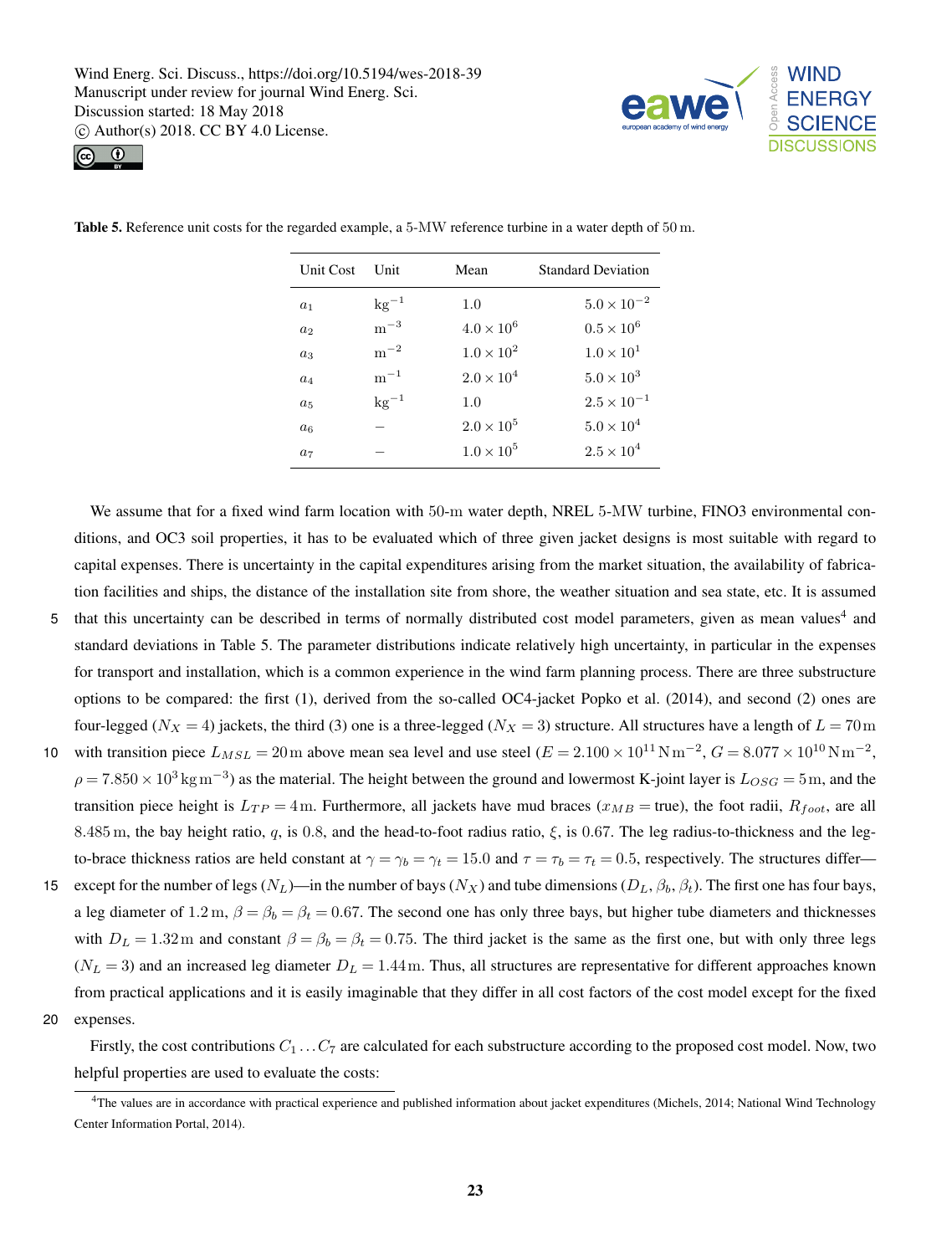**Table 5.** Reference unit costs for the regarded example, a 5-MW reference turbine in a water depth of 50 m.

| Unit Cost | Unit | Mean | Standard Deviation |
|---|---|---|---|
| $a_1$ | $\mathrm{kg}^{-1}$ | 1.0 | $5.0 \times 10^{-2}$ |
| $a_2$ | $\mathrm{m}^{-3}$ | $4.0 \times 10^{6}$ | $0.5 \times 10^{6}$ |
| $a_3$ | $\mathrm{m}^{-2}$ | $1.0 \times 10^{2}$ | $1.0 \times 10^{1}$ |
| $a_4$ | $\mathrm{m}^{-1}$ | $2.0 \times 10^{4}$ | $5.0 \times 10^{3}$ |
| $a_5$ | $\mathrm{kg}^{-1}$ | 1.0 | $2.5 \times 10^{-1}$ |
| $a_6$ | – | $2.0 \times 10^{5}$ | $5.0 \times 10^{4}$ |
| $a_7$ | – | $1.0 \times 10^{5}$ | $2.5 \times 10^{4}$ |

We assume that for a fixed wind farm location with 50-m water depth, NREL 5-MW turbine, FINO3 environmental conditions, and OC3 soil properties, it has to be evaluated which of three given jacket designs is most suitable with regard to capital expenses. There is uncertainty in the capital expenditures arising from the market situation, the availability of fabrication facilities and ships, the distance of the installation site from shore, the weather situation and sea state, etc. It is assumed that this uncertainty can be described in terms of normally distributed cost model parameters, given as mean values[4] and standard deviations in Table 5. The parameter distributions indicate relatively high uncertainty, in particular in the expenses for transport and installation, which is a common experience in the wind farm planning process. There are three substructure options to be compared: the first (1), derived from the so-called OC4-jacket Popko et al. (2014), and second (2) ones are four-legged ($N_X = 4$) jackets, the third (3) one is a three-legged ($N_X = 3$) structure. All structures have a length of $L = 70\,\mathrm{m}$ with transition piece $L_{MSL} = 20\,\mathrm{m}$ above mean sea level and use steel ($E = 2.100 \times 10^{11}\,\mathrm{N\,m^{-2}}$, $G = 8.077 \times 10^{10}\,\mathrm{N\,m^{-2}}$, $\rho = 7.850 \times 10^{3}\,\mathrm{kg\,m^{-3}}$) as the material. The height between the ground and lowermost K-joint layer is $L_{OSG} = 5\,\mathrm{m}$, and the transition piece height is $L_{TP} = 4\,\mathrm{m}$. Furthermore, all jackets have mud braces ($x_{MB} =$ true), the foot radii, $R_{foot}$, are all $8.485\,\mathrm{m}$, the bay height ratio, $q$, is 0.8, and the head-to-foot radius ratio, $\xi$, is 0.67. The leg radius-to-thickness and the leg-to-brace thickness ratios are held constant at $\gamma = \gamma_b = \gamma_t = 15.0$ and $\tau = \tau_b = \tau_t = 0.5$, respectively. The structures differ—except for the number of legs ($N_L$)—in the number of bays ($N_X$) and tube dimensions ($D_L$, $\beta_b$, $\beta_t$). The first one has four bays, a leg diameter of $1.2\,\mathrm{m}$, $\beta = \beta_b = \beta_t = 0.67$. The second one has only three bays, but higher tube diameters and thicknesses with $D_L = 1.32\,\mathrm{m}$ and constant $\beta = \beta_b = \beta_t = 0.75$. The third jacket is the same as the first one, but with only three legs ($N_L = 3$) and an increased leg diameter $D_L = 1.44\,\mathrm{m}$. Thus, all structures are representative for different approaches known from practical applications and it is easily imaginable that they differ in all cost factors of the cost model except for the fixed expenses.

Firstly, the cost contributions $C_1 \ldots C_7$ are calculated for each substructure according to the proposed cost model. Now, two helpful properties are used to evaluate the costs:

[4] The values are in accordance with practical experience and published information about jacket expenditures (Michels, 2014; National Wind Technology Center Information Portal, 2014).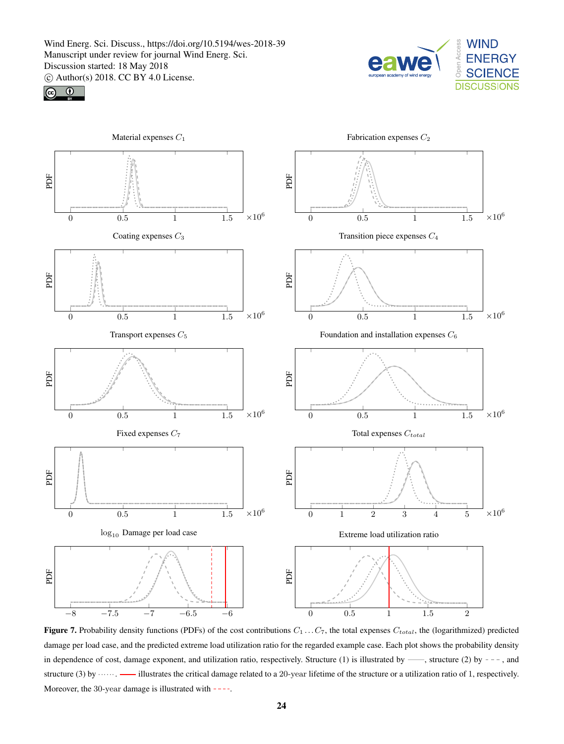**Figure 7.** Probability density functions (PDFs) of the cost contributions $C_1 \dots C_7$, the total expenses $C_{total}$, the (logarithmized) predicted damage per load case, and the predicted extreme load utilization ratio for the regarded example case. Each plot shows the probability density in dependence of cost, damage exponent, and utilization ratio, respectively. Structure (1) is illustrated by ——, structure (2) by - - -, and structure (3) by ······. —— illustrates the critical damage related to a 20-year lifetime of the structure or a utilization ratio of 1, respectively. Moreover, the 30-year damage is illustrated with - - - -.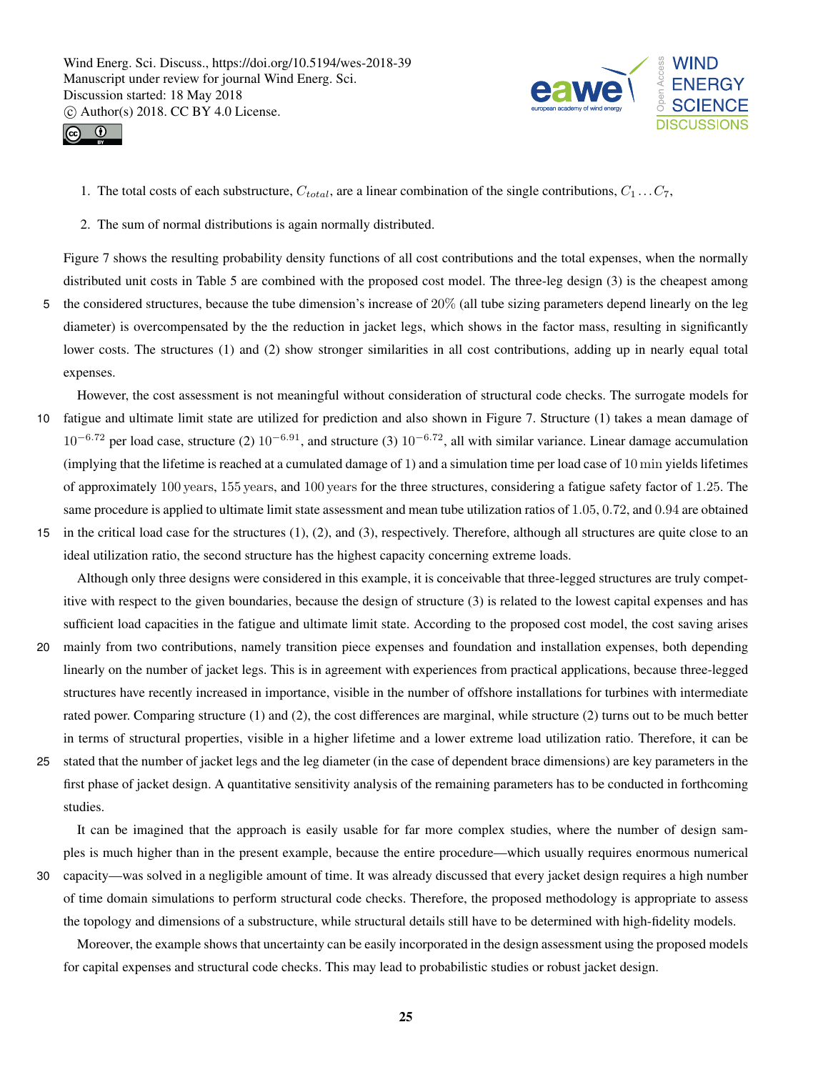1. The total costs of each substructure, $C_{total}$, are a linear combination of the single contributions, $C_1 \dots C_7$,
2. The sum of normal distributions is again normally distributed.

Figure 7 shows the resulting probability density functions of all cost contributions and the total expenses, when the normally distributed unit costs in Table 5 are combined with the proposed cost model. The three-leg design (3) is the cheapest among the considered structures, because the tube dimension's increase of $20\%$ (all tube sizing parameters depend linearly on the leg diameter) is overcompensated by the the reduction in jacket legs, which shows in the factor mass, resulting in significantly lower costs. The structures (1) and (2) show stronger similarities in all cost contributions, adding up in nearly equal total expenses.

However, the cost assessment is not meaningful without consideration of structural code checks. The surrogate models for fatigue and ultimate limit state are utilized for prediction and also shown in Figure 7. Structure (1) takes a mean damage of $10^{-6.72}$ per load case, structure (2) $10^{-6.91}$, and structure (3) $10^{-6.72}$, all with similar variance. Linear damage accumulation (implying that the lifetime is reached at a cumulated damage of 1) and a simulation time per load case of $10\,\mathrm{min}$ yields lifetimes of approximately $100\,\mathrm{years}$, $155\,\mathrm{years}$, and $100\,\mathrm{years}$ for the three structures, considering a fatigue safety factor of $1.25$. The same procedure is applied to ultimate limit state assessment and mean tube utilization ratios of $1.05$, $0.72$, and $0.94$ are obtained in the critical load case for the structures (1), (2), and (3), respectively. Therefore, although all structures are quite close to an ideal utilization ratio, the second structure has the highest capacity concerning extreme loads.

Although only three designs were considered in this example, it is conceivable that three-legged structures are truly competitive with respect to the given boundaries, because the design of structure (3) is related to the lowest capital expenses and has sufficient load capacities in the fatigue and ultimate limit state. According to the proposed cost model, the cost saving arises mainly from two contributions, namely transition piece expenses and foundation and installation expenses, both depending linearly on the number of jacket legs. This is in agreement with experiences from practical applications, because three-legged structures have recently increased in importance, visible in the number of offshore installations for turbines with intermediate rated power. Comparing structure (1) and (2), the cost differences are marginal, while structure (2) turns out to be much better in terms of structural properties, visible in a higher lifetime and a lower extreme load utilization ratio. Therefore, it can be stated that the number of jacket legs and the leg diameter (in the case of dependent brace dimensions) are key parameters in the first phase of jacket design. A quantitative sensitivity analysis of the remaining parameters has to be conducted in forthcoming studies.

It can be imagined that the approach is easily usable for far more complex studies, where the number of design samples is much higher than in the present example, because the entire procedure—which usually requires enormous numerical capacity—was solved in a negligible amount of time. It was already discussed that every jacket design requires a high number of time domain simulations to perform structural code checks. Therefore, the proposed methodology is appropriate to assess the topology and dimensions of a substructure, while structural details still have to be determined with high-fidelity models.

Moreover, the example shows that uncertainty can be easily incorporated in the design assessment using the proposed models for capital expenses and structural code checks. This may lead to probabilistic studies or robust jacket design.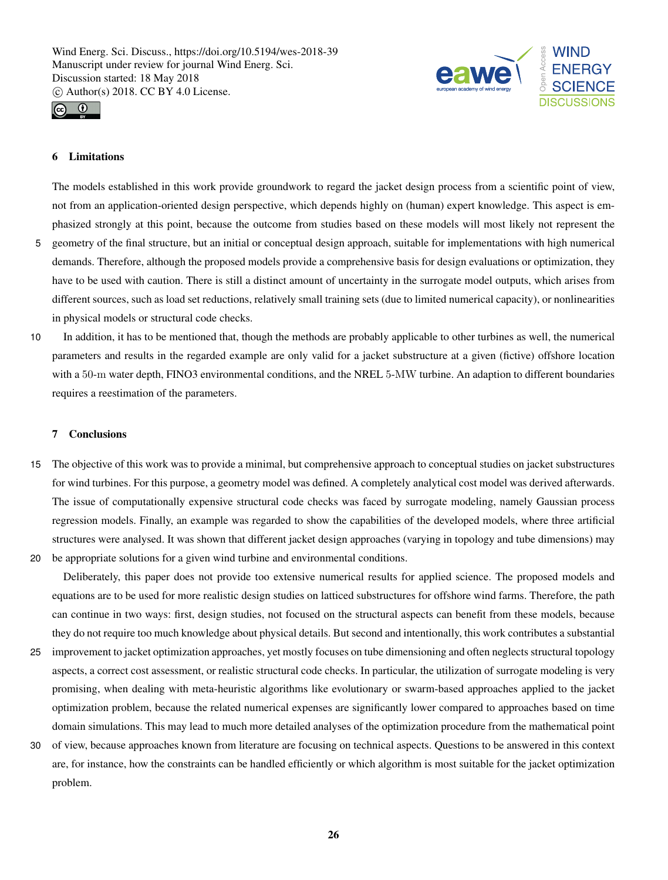## 6 Limitations

The models established in this work provide groundwork to regard the jacket design process from a scientific point of view, not from an application-oriented design perspective, which depends highly on (human) expert knowledge. This aspect is emphasized strongly at this point, because the outcome from studies based on these models will most likely not represent the geometry of the final structure, but an initial or conceptual design approach, suitable for implementations with high numerical demands. Therefore, although the proposed models provide a comprehensive basis for design evaluations or optimization, they have to be used with caution. There is still a distinct amount of uncertainty in the surrogate model outputs, which arises from different sources, such as load set reductions, relatively small training sets (due to limited numerical capacity), or nonlinearities in physical models or structural code checks.

In addition, it has to be mentioned that, though the methods are probably applicable to other turbines as well, the numerical parameters and results in the regarded example are only valid for a jacket substructure at a given (fictive) offshore location with a $50\text{-m}$ water depth, FINO3 environmental conditions, and the NREL $5\text{-MW}$ turbine. An adaption to different boundaries requires a reestimation of the parameters.

## 7 Conclusions

The objective of this work was to provide a minimal, but comprehensive approach to conceptual studies on jacket substructures for wind turbines. For this purpose, a geometry model was defined. A completely analytical cost model was derived afterwards. The issue of computationally expensive structural code checks was faced by surrogate modeling, namely Gaussian process regression models. Finally, an example was regarded to show the capabilities of the developed models, where three artificial structures were analysed. It was shown that different jacket design approaches (varying in topology and tube dimensions) may be appropriate solutions for a given wind turbine and environmental conditions.

Deliberately, this paper does not provide too extensive numerical results for applied science. The proposed models and equations are to be used for more realistic design studies on latticed substructures for offshore wind farms. Therefore, the path can continue in two ways: first, design studies, not focused on the structural aspects can benefit from these models, because they do not require too much knowledge about physical details. But second and intentionally, this work contributes a substantial improvement to jacket optimization approaches, yet mostly focuses on tube dimensioning and often neglects structural topology aspects, a correct cost assessment, or realistic structural code checks. In particular, the utilization of surrogate modeling is very promising, when dealing with meta-heuristic algorithms like evolutionary or swarm-based approaches applied to the jacket optimization problem, because the related numerical expenses are significantly lower compared to approaches based on time domain simulations. This may lead to much more detailed analyses of the optimization procedure from the mathematical point of view, because approaches known from literature are focusing on technical aspects. Questions to be answered in this context are, for instance, how the constraints can be handled efficiently or which algorithm is most suitable for the jacket optimization problem.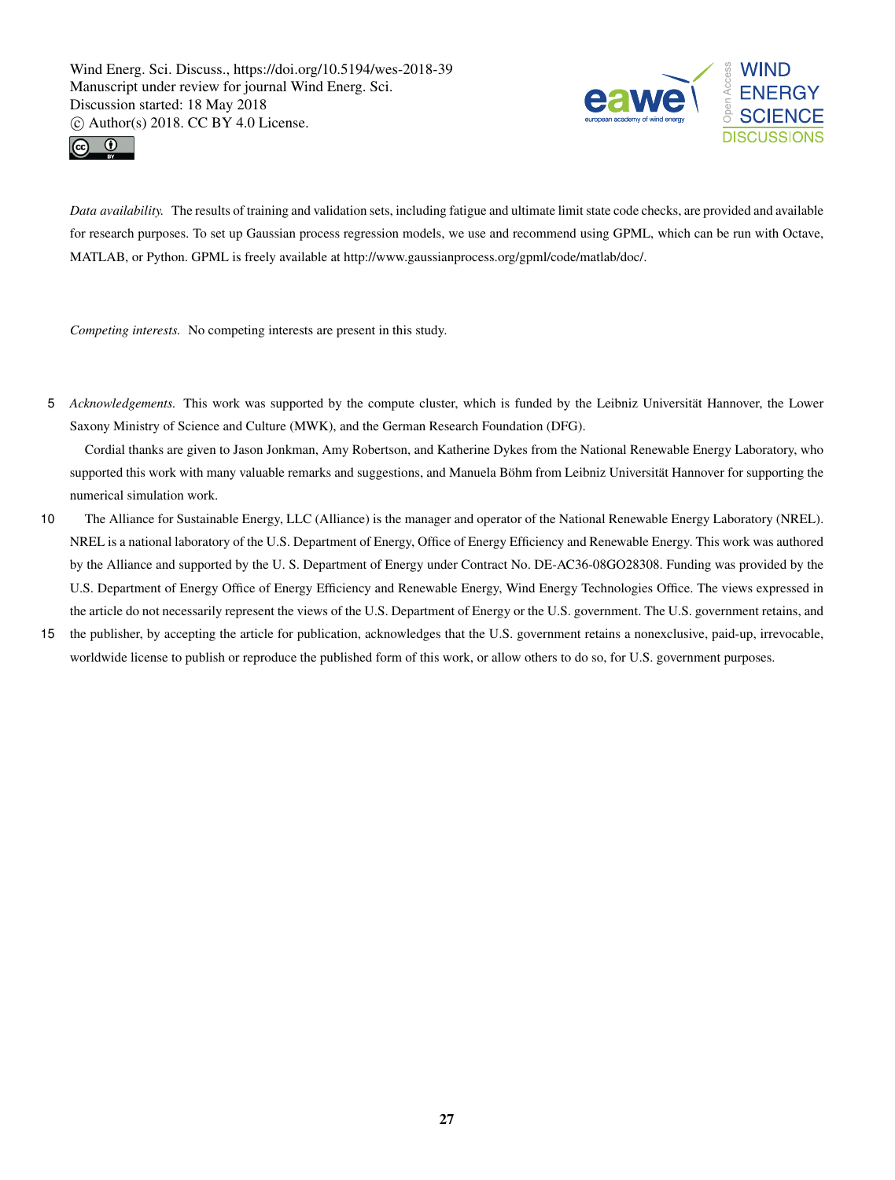*Data availability.* The results of training and validation sets, including fatigue and ultimate limit state code checks, are provided and available for research purposes. To set up Gaussian process regression models, we use and recommend using GPML, which can be run with Octave, MATLAB, or Python. GPML is freely available at http://www.gaussianprocess.org/gpml/code/matlab/doc/.

*Competing interests.* No competing interests are present in this study.

*Acknowledgements.* This work was supported by the compute cluster, which is funded by the Leibniz Universität Hannover, the Lower Saxony Ministry of Science and Culture (MWK), and the German Research Foundation (DFG).

Cordial thanks are given to Jason Jonkman, Amy Robertson, and Katherine Dykes from the National Renewable Energy Laboratory, who supported this work with many valuable remarks and suggestions, and Manuela Böhm from Leibniz Universität Hannover for supporting the numerical simulation work.

The Alliance for Sustainable Energy, LLC (Alliance) is the manager and operator of the National Renewable Energy Laboratory (NREL). NREL is a national laboratory of the U.S. Department of Energy, Office of Energy Efficiency and Renewable Energy. This work was authored by the Alliance and supported by the U. S. Department of Energy under Contract No. DE-AC36-08GO28308. Funding was provided by the U.S. Department of Energy Office of Energy Efficiency and Renewable Energy, Wind Energy Technologies Office. The views expressed in the article do not necessarily represent the views of the U.S. Department of Energy or the U.S. government. The U.S. government retains, and the publisher, by accepting the article for publication, acknowledges that the U.S. government retains a nonexclusive, paid-up, irrevocable, worldwide license to publish or reproduce the published form of this work, or allow others to do so, for U.S. government purposes.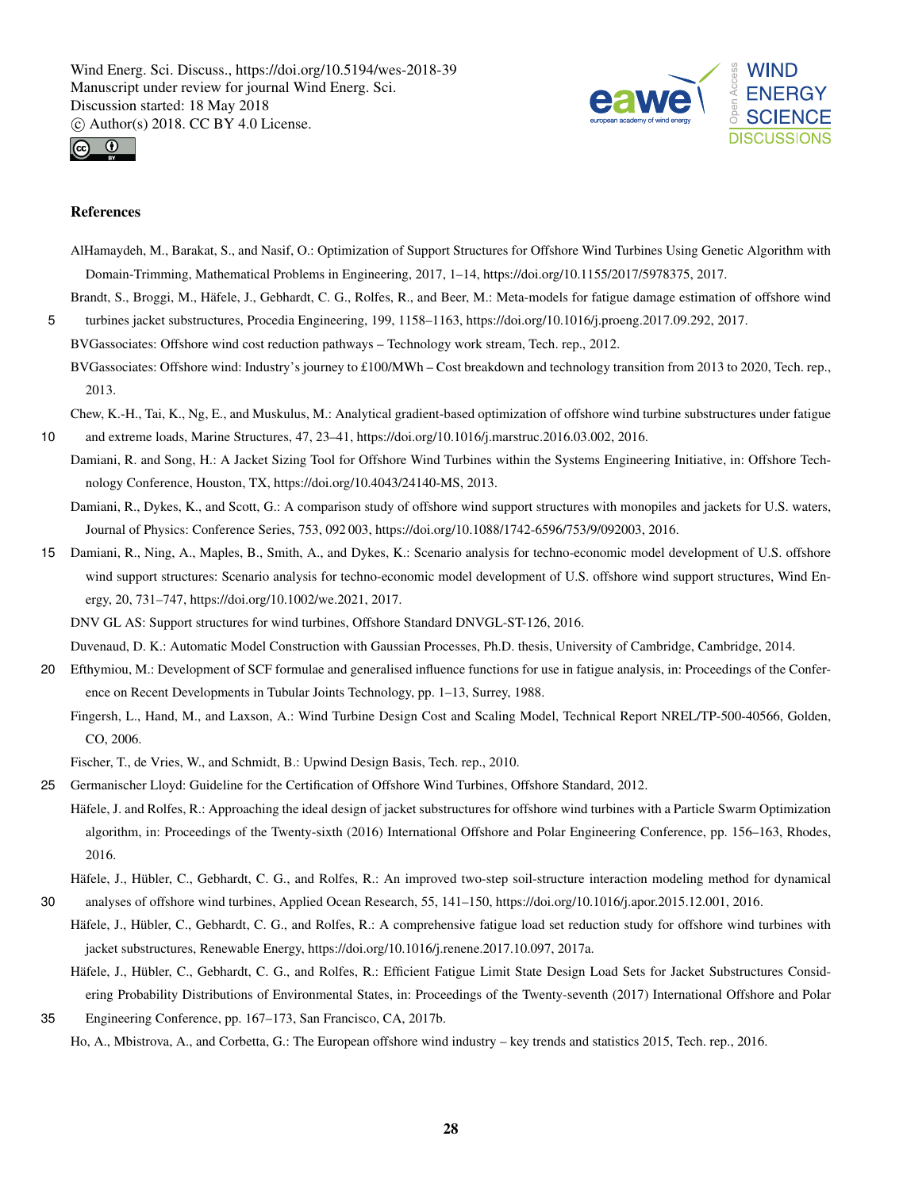# References

AlHamaydeh, M., Barakat, S., and Nasif, O.: Optimization of Support Structures for Offshore Wind Turbines Using Genetic Algorithm with Domain-Trimming, Mathematical Problems in Engineering, 2017, 1–14, https://doi.org/10.1155/2017/5978375, 2017.

Brandt, S., Broggi, M., Häfele, J., Gebhardt, C. G., Rolfes, R., and Beer, M.: Meta-models for fatigue damage estimation of offshore wind turbines jacket substructures, Procedia Engineering, 199, 1158–1163, https://doi.org/10.1016/j.proeng.2017.09.292, 2017.

BVGassociates: Offshore wind cost reduction pathways – Technology work stream, Tech. rep., 2012.

BVGassociates: Offshore wind: Industry's journey to £100/MWh – Cost breakdown and technology transition from 2013 to 2020, Tech. rep., 2013.

Chew, K.-H., Tai, K., Ng, E., and Muskulus, M.: Analytical gradient-based optimization of offshore wind turbine substructures under fatigue and extreme loads, Marine Structures, 47, 23–41, https://doi.org/10.1016/j.marstruc.2016.03.002, 2016.

Damiani, R. and Song, H.: A Jacket Sizing Tool for Offshore Wind Turbines within the Systems Engineering Initiative, in: Offshore Technology Conference, Houston, TX, https://doi.org/10.4043/24140-MS, 2013.

Damiani, R., Dykes, K., and Scott, G.: A comparison study of offshore wind support structures with monopiles and jackets for U.S. waters, Journal of Physics: Conference Series, 753, 092 003, https://doi.org/10.1088/1742-6596/753/9/092003, 2016.

Damiani, R., Ning, A., Maples, B., Smith, A., and Dykes, K.: Scenario analysis for techno-economic model development of U.S. offshore wind support structures: Scenario analysis for techno-economic model development of U.S. offshore wind support structures, Wind Energy, 20, 731–747, https://doi.org/10.1002/we.2021, 2017.

DNV GL AS: Support structures for wind turbines, Offshore Standard DNVGL-ST-126, 2016.

Duvenaud, D. K.: Automatic Model Construction with Gaussian Processes, Ph.D. thesis, University of Cambridge, Cambridge, 2014.

Efthymiou, M.: Development of SCF formulae and generalised influence functions for use in fatigue analysis, in: Proceedings of the Conference on Recent Developments in Tubular Joints Technology, pp. 1–13, Surrey, 1988.

Fingersh, L., Hand, M., and Laxson, A.: Wind Turbine Design Cost and Scaling Model, Technical Report NREL/TP-500-40566, Golden, CO, 2006.

Fischer, T., de Vries, W., and Schmidt, B.: Upwind Design Basis, Tech. rep., 2010.

Germanischer Lloyd: Guideline for the Certification of Offshore Wind Turbines, Offshore Standard, 2012.

Häfele, J. and Rolfes, R.: Approaching the ideal design of jacket substructures for offshore wind turbines with a Particle Swarm Optimization algorithm, in: Proceedings of the Twenty-sixth (2016) International Offshore and Polar Engineering Conference, pp. 156–163, Rhodes, 2016.

Häfele, J., Hübler, C., Gebhardt, C. G., and Rolfes, R.: An improved two-step soil-structure interaction modeling method for dynamical analyses of offshore wind turbines, Applied Ocean Research, 55, 141–150, https://doi.org/10.1016/j.apor.2015.12.001, 2016.

Häfele, J., Hübler, C., Gebhardt, C. G., and Rolfes, R.: A comprehensive fatigue load set reduction study for offshore wind turbines with jacket substructures, Renewable Energy, https://doi.org/10.1016/j.renene.2017.10.097, 2017a.

Häfele, J., Hübler, C., Gebhardt, C. G., and Rolfes, R.: Efficient Fatigue Limit State Design Load Sets for Jacket Substructures Considering Probability Distributions of Environmental States, in: Proceedings of the Twenty-seventh (2017) International Offshore and Polar Engineering Conference, pp. 167–173, San Francisco, CA, 2017b.

Ho, A., Mbistrova, A., and Corbetta, G.: The European offshore wind industry – key trends and statistics 2015, Tech. rep., 2016.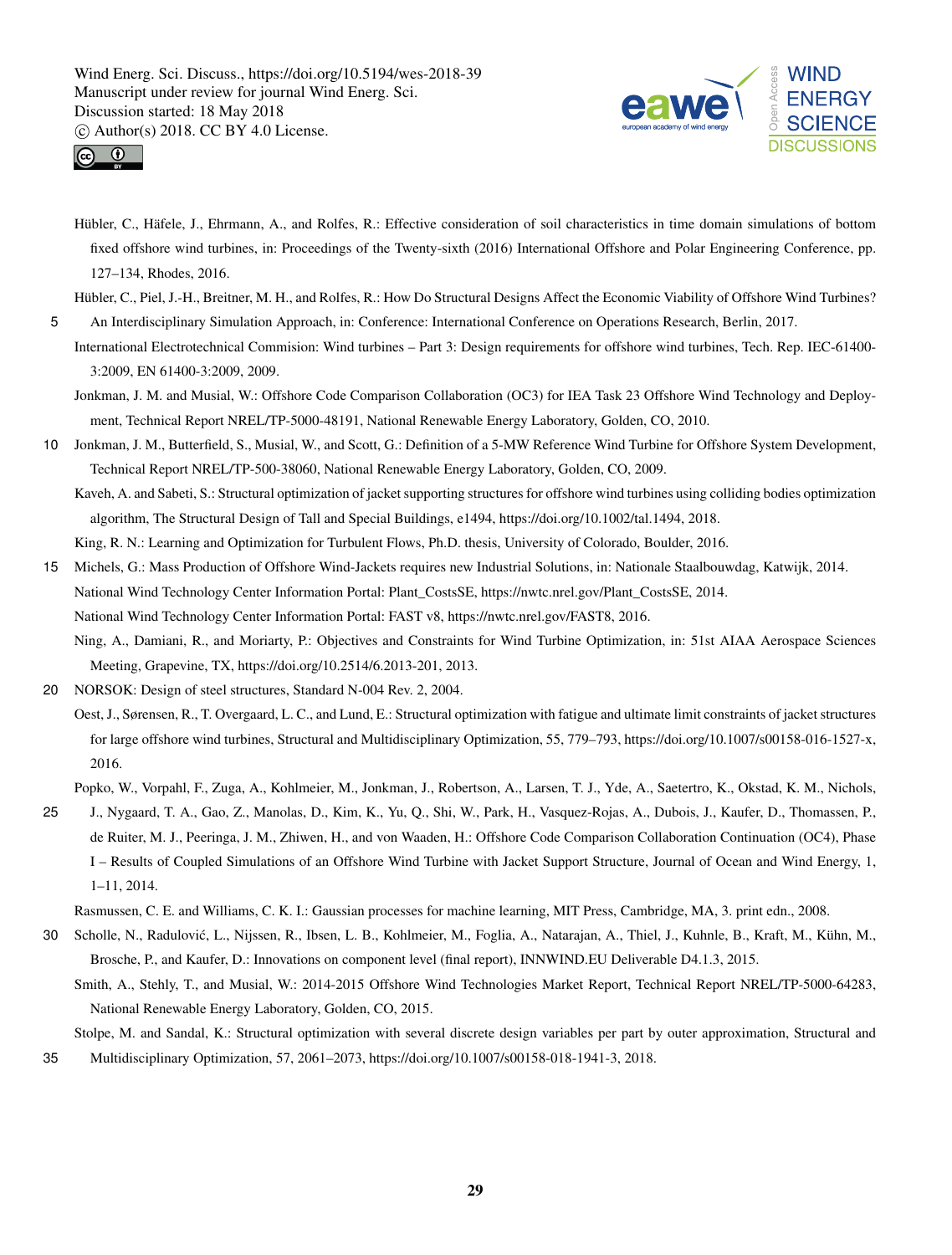Hübler, C., Häfele, J., Ehrmann, A., and Rolfes, R.: Effective consideration of soil characteristics in time domain simulations of bottom fixed offshore wind turbines, in: Proceedings of the Twenty-sixth (2016) International Offshore and Polar Engineering Conference, pp. 127–134, Rhodes, 2016.

Hübler, C., Piel, J.-H., Breitner, M. H., and Rolfes, R.: How Do Structural Designs Affect the Economic Viability of Offshore Wind Turbines? An Interdisciplinary Simulation Approach, in: Conference: International Conference on Operations Research, Berlin, 2017.

International Electrotechnical Commision: Wind turbines – Part 3: Design requirements for offshore wind turbines, Tech. Rep. IEC-61400-3:2009, EN 61400-3:2009, 2009.

Jonkman, J. M. and Musial, W.: Offshore Code Comparison Collaboration (OC3) for IEA Task 23 Offshore Wind Technology and Deployment, Technical Report NREL/TP-5000-48191, National Renewable Energy Laboratory, Golden, CO, 2010.

Jonkman, J. M., Butterfield, S., Musial, W., and Scott, G.: Definition of a 5-MW Reference Wind Turbine for Offshore System Development, Technical Report NREL/TP-500-38060, National Renewable Energy Laboratory, Golden, CO, 2009.

Kaveh, A. and Sabeti, S.: Structural optimization of jacket supporting structures for offshore wind turbines using colliding bodies optimization algorithm, The Structural Design of Tall and Special Buildings, e1494, https://doi.org/10.1002/tal.1494, 2018.

King, R. N.: Learning and Optimization for Turbulent Flows, Ph.D. thesis, University of Colorado, Boulder, 2016.

Michels, G.: Mass Production of Offshore Wind-Jackets requires new Industrial Solutions, in: Nationale Staalbouwdag, Katwijk, 2014.

National Wind Technology Center Information Portal: Plant_CostsSE, https://nwtc.nrel.gov/Plant_CostsSE, 2014.

National Wind Technology Center Information Portal: FAST v8, https://nwtc.nrel.gov/FAST8, 2016.

Ning, A., Damiani, R., and Moriarty, P.: Objectives and Constraints for Wind Turbine Optimization, in: 51st AIAA Aerospace Sciences Meeting, Grapevine, TX, https://doi.org/10.2514/6.2013-201, 2013.

NORSOK: Design of steel structures, Standard N-004 Rev. 2, 2004.

Oest, J., Sørensen, R., T. Overgaard, L. C., and Lund, E.: Structural optimization with fatigue and ultimate limit constraints of jacket structures for large offshore wind turbines, Structural and Multidisciplinary Optimization, 55, 779–793, https://doi.org/10.1007/s00158-016-1527-x, 2016.

Popko, W., Vorpahl, F., Zuga, A., Kohlmeier, M., Jonkman, J., Robertson, A., Larsen, T. J., Yde, A., Saetertro, K., Okstad, K. M., Nichols, J., Nygaard, T. A., Gao, Z., Manolas, D., Kim, K., Yu, Q., Shi, W., Park, H., Vasquez-Rojas, A., Dubois, J., Kaufer, D., Thomassen, P., de Ruiter, M. J., Peeringa, J. M., Zhiwen, H., and von Waaden, H.: Offshore Code Comparison Collaboration Continuation (OC4), Phase I – Results of Coupled Simulations of an Offshore Wind Turbine with Jacket Support Structure, Journal of Ocean and Wind Energy, 1, 1–11, 2014.

Rasmussen, C. E. and Williams, C. K. I.: Gaussian processes for machine learning, MIT Press, Cambridge, MA, 3. print edn., 2008.

Scholle, N., Radulović, L., Nijssen, R., Ibsen, L. B., Kohlmeier, M., Foglia, A., Natarajan, A., Thiel, J., Kuhnle, B., Kraft, M., Kühn, M., Brosche, P., and Kaufer, D.: Innovations on component level (final report), INNWIND.EU Deliverable D4.1.3, 2015.

Smith, A., Stehly, T., and Musial, W.: 2014-2015 Offshore Wind Technologies Market Report, Technical Report NREL/TP-5000-64283, National Renewable Energy Laboratory, Golden, CO, 2015.

Stolpe, M. and Sandal, K.: Structural optimization with several discrete design variables per part by outer approximation, Structural and Multidisciplinary Optimization, 57, 2061–2073, https://doi.org/10.1007/s00158-018-1941-3, 2018.